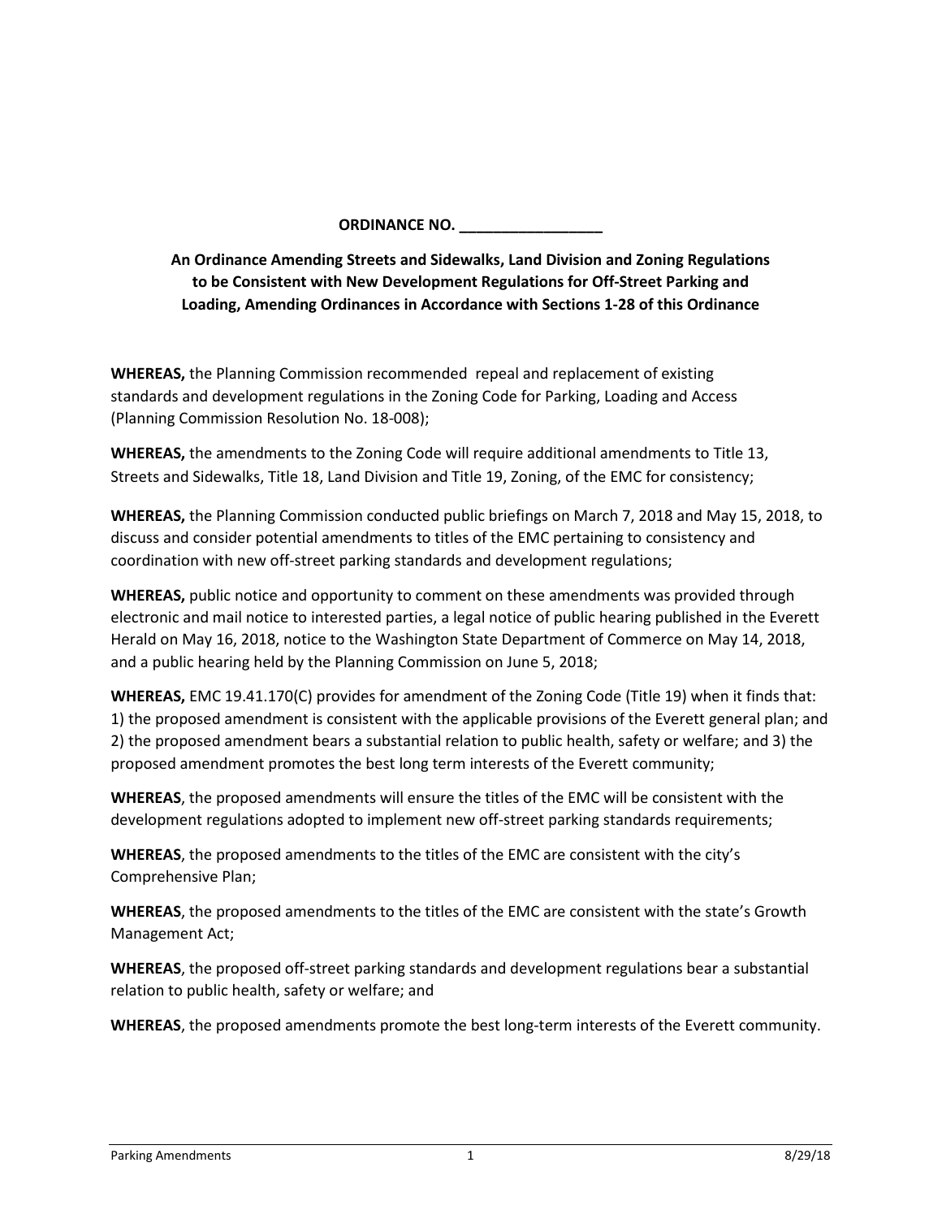**ORDINANCE NO. _________________**

**An Ordinance Amending Streets and Sidewalks, Land Division and Zoning Regulations to be Consistent with New Development Regulations for Off-Street Parking and Loading, Amending Ordinances in Accordance with Sections 1-28 of this Ordinance**

**WHEREAS,** the Planning Commission recommended repeal and replacement of existing standards and development regulations in the Zoning Code for Parking, Loading and Access (Planning Commission Resolution No. 18-008);

**WHEREAS,** the amendments to the Zoning Code will require additional amendments to Title 13, Streets and Sidewalks, Title 18, Land Division and Title 19, Zoning, of the EMC for consistency;

**WHEREAS,** the Planning Commission conducted public briefings on March 7, 2018 and May 15, 2018, to discuss and consider potential amendments to titles of the EMC pertaining to consistency and coordination with new off-street parking standards and development regulations;

**WHEREAS,** public notice and opportunity to comment on these amendments was provided through electronic and mail notice to interested parties, a legal notice of public hearing published in the Everett Herald on May 16, 2018, notice to the Washington State Department of Commerce on May 14, 2018, and a public hearing held by the Planning Commission on June 5, 2018;

**WHEREAS,** EMC 19.41.170(C) provides for amendment of the Zoning Code (Title 19) when it finds that: 1) the proposed amendment is consistent with the applicable provisions of the Everett general plan; and 2) the proposed amendment bears a substantial relation to public health, safety or welfare; and 3) the proposed amendment promotes the best long term interests of the Everett community;

**WHEREAS**, the proposed amendments will ensure the titles of the EMC will be consistent with the development regulations adopted to implement new off-street parking standards requirements;

**WHEREAS**, the proposed amendments to the titles of the EMC are consistent with the city's Comprehensive Plan;

**WHEREAS**, the proposed amendments to the titles of the EMC are consistent with the state's Growth Management Act;

**WHEREAS**, the proposed off-street parking standards and development regulations bear a substantial relation to public health, safety or welfare; and

**WHEREAS**, the proposed amendments promote the best long-term interests of the Everett community.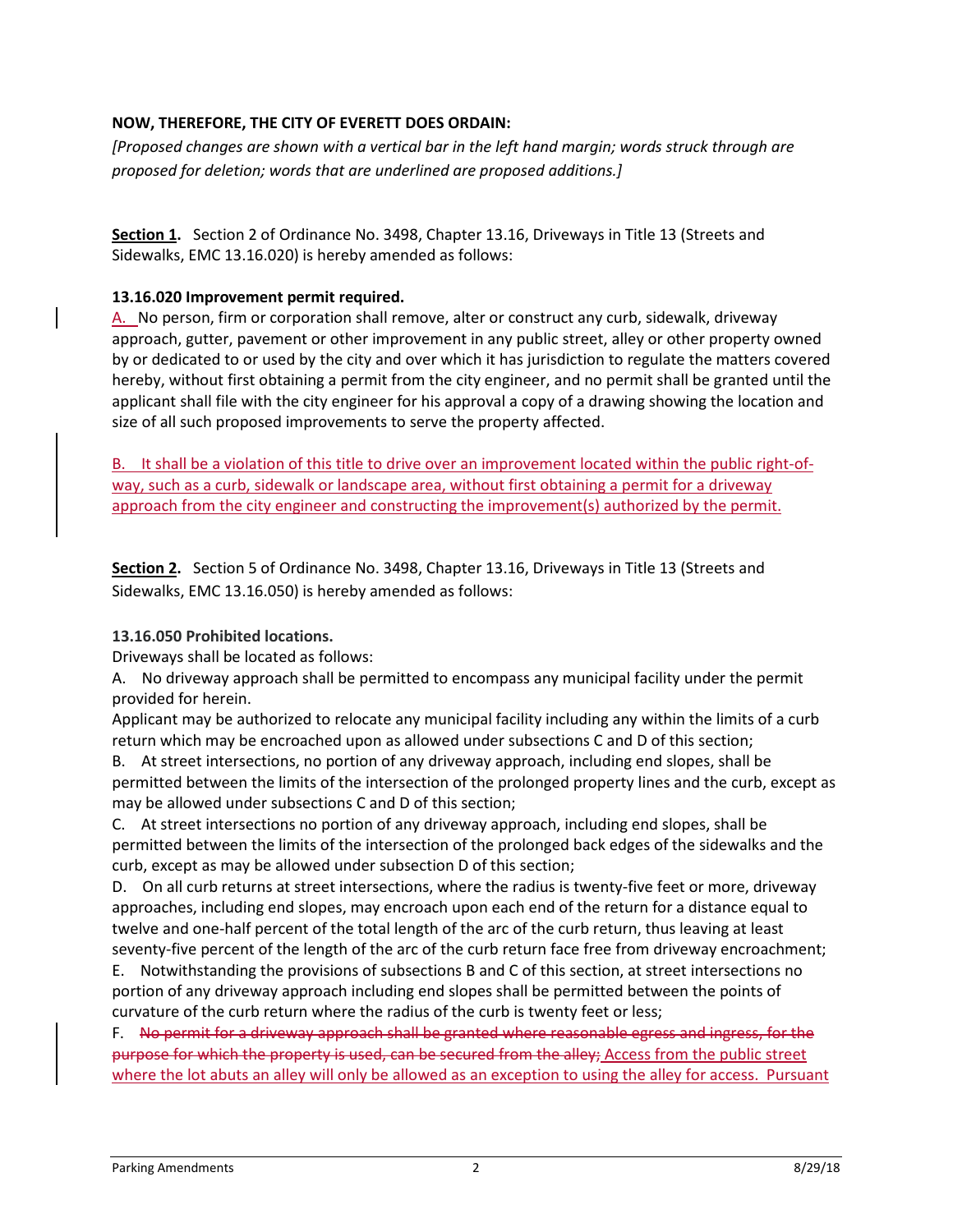**NOW, THEREFORE, THE CITY OF EVERETT DOES ORDAIN:**

*[Proposed changes are shown with a vertical bar in the left hand margin; words struck through are proposed for deletion; words that are underlined are proposed additions.]*

**Section 1.** Section 2 of Ordinance No. 3498, Chapter 13.16, Driveways in Title 13 (Streets and Sidewalks, EMC 13.16.020) is hereby amended as follows:

**13.16.020 Improvement permit required.**

<u>A.</u> No person, firm or corporation shall remove, alter or construct any curb, sidewalk, driveway approach, gutter, pavement or other improvement in any public street, alley or other property owned by or dedicated to or used by the city and over which it has jurisdiction to regulate the matters covered hereby, without first obtaining a permit from the city engineer, and no permit shall be granted until the applicant shall file with the city engineer for his approval a copy of a drawing showing the location and size of all such proposed improvements to serve the property affected.

<u>B. It shall be a violation of this title to drive over an improvement located within the public right-of-way, such as a curb, sidewalk or landscape area, without first obtaining a permit for a driveway approach from the city engineer and constructing the improvement(s) authorized by the permit.</u>

**Section 2.** Section 5 of Ordinance No. 3498, Chapter 13.16, Driveways in Title 13 (Streets and Sidewalks, EMC 13.16.050) is hereby amended as follows:

**13.16.050 Prohibited locations.**

Driveways shall be located as follows:

A. No driveway approach shall be permitted to encompass any municipal facility under the permit provided for herein.

Applicant may be authorized to relocate any municipal facility including any within the limits of a curb return which may be encroached upon as allowed under subsections C and D of this section;

B. At street intersections, no portion of any driveway approach, including end slopes, shall be permitted between the limits of the intersection of the prolonged property lines and the curb, except as may be allowed under subsections C and D of this section;

C. At street intersections no portion of any driveway approach, including end slopes, shall be permitted between the limits of the intersection of the prolonged back edges of the sidewalks and the curb, except as may be allowed under subsection D of this section;

D. On all curb returns at street intersections, where the radius is twenty-five feet or more, driveway approaches, including end slopes, may encroach upon each end of the return for a distance equal to twelve and one-half percent of the total length of the arc of the curb return, thus leaving at least seventy-five percent of the length of the arc of the curb return face free from driveway encroachment;

E. Notwithstanding the provisions of subsections B and C of this section, at street intersections no portion of any driveway approach including end slopes shall be permitted between the points of curvature of the curb return where the radius of the curb is twenty feet or less;

F. ~~No permit for a driveway approach shall be granted where reasonable egress and ingress, for the purpose for which the property is used, can be secured from the alley;~~ <u>Access from the public street where the lot abuts an alley will only be allowed as an exception to using the alley for access. Pursuant</u>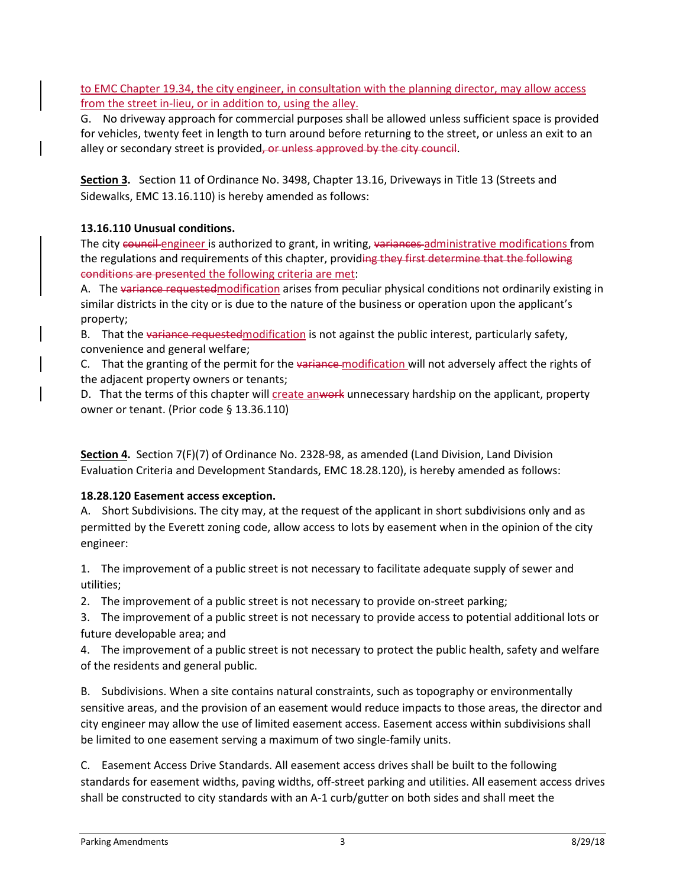to EMC Chapter 19.34, the city engineer, in consultation with the planning director, may allow access from the street in-lieu, or in addition to, using the alley.

G. No driveway approach for commercial purposes shall be allowed unless sufficient space is provided for vehicles, twenty feet in length to turn around before returning to the street, or unless an exit to an alley or secondary street is provided~~, or unless approved by the city council~~.

**Section 3.** Section 11 of Ordinance No. 3498, Chapter 13.16, Driveways in Title 13 (Streets and Sidewalks, EMC 13.16.110) is hereby amended as follows:

**13.16.110 Unusual conditions.**

The city ~~council~~ engineer is authorized to grant, in writing, ~~variances~~ administrative modifications from the regulations and requirements of this chapter, provid~~ing they first determine that the following conditions are present~~ed the following criteria are met:

A. The ~~variance requested~~modification arises from peculiar physical conditions not ordinarily existing in similar districts in the city or is due to the nature of the business or operation upon the applicant's property;

B. That the ~~variance requested~~modification is not against the public interest, particularly safety, convenience and general welfare;

C. That the granting of the permit for the ~~variance~~ modification will not adversely affect the rights of the adjacent property owners or tenants;

D. That the terms of this chapter will create an~~work~~ unnecessary hardship on the applicant, property owner or tenant. (Prior code § 13.36.110)

**Section 4.** Section 7(F)(7) of Ordinance No. 2328-98, as amended (Land Division, Land Division Evaluation Criteria and Development Standards, EMC 18.28.120), is hereby amended as follows:

**18.28.120 Easement access exception.**

A. Short Subdivisions. The city may, at the request of the applicant in short subdivisions only and as permitted by the Everett zoning code, allow access to lots by easement when in the opinion of the city engineer:

1. The improvement of a public street is not necessary to facilitate adequate supply of sewer and utilities;
2. The improvement of a public street is not necessary to provide on-street parking;
3. The improvement of a public street is not necessary to provide access to potential additional lots or future developable area; and
4. The improvement of a public street is not necessary to protect the public health, safety and welfare of the residents and general public.

B. Subdivisions. When a site contains natural constraints, such as topography or environmentally sensitive areas, and the provision of an easement would reduce impacts to those areas, the director and city engineer may allow the use of limited easement access. Easement access within subdivisions shall be limited to one easement serving a maximum of two single-family units.

C. Easement Access Drive Standards. All easement access drives shall be built to the following standards for easement widths, paving widths, off-street parking and utilities. All easement access drives shall be constructed to city standards with an A-1 curb/gutter on both sides and shall meet the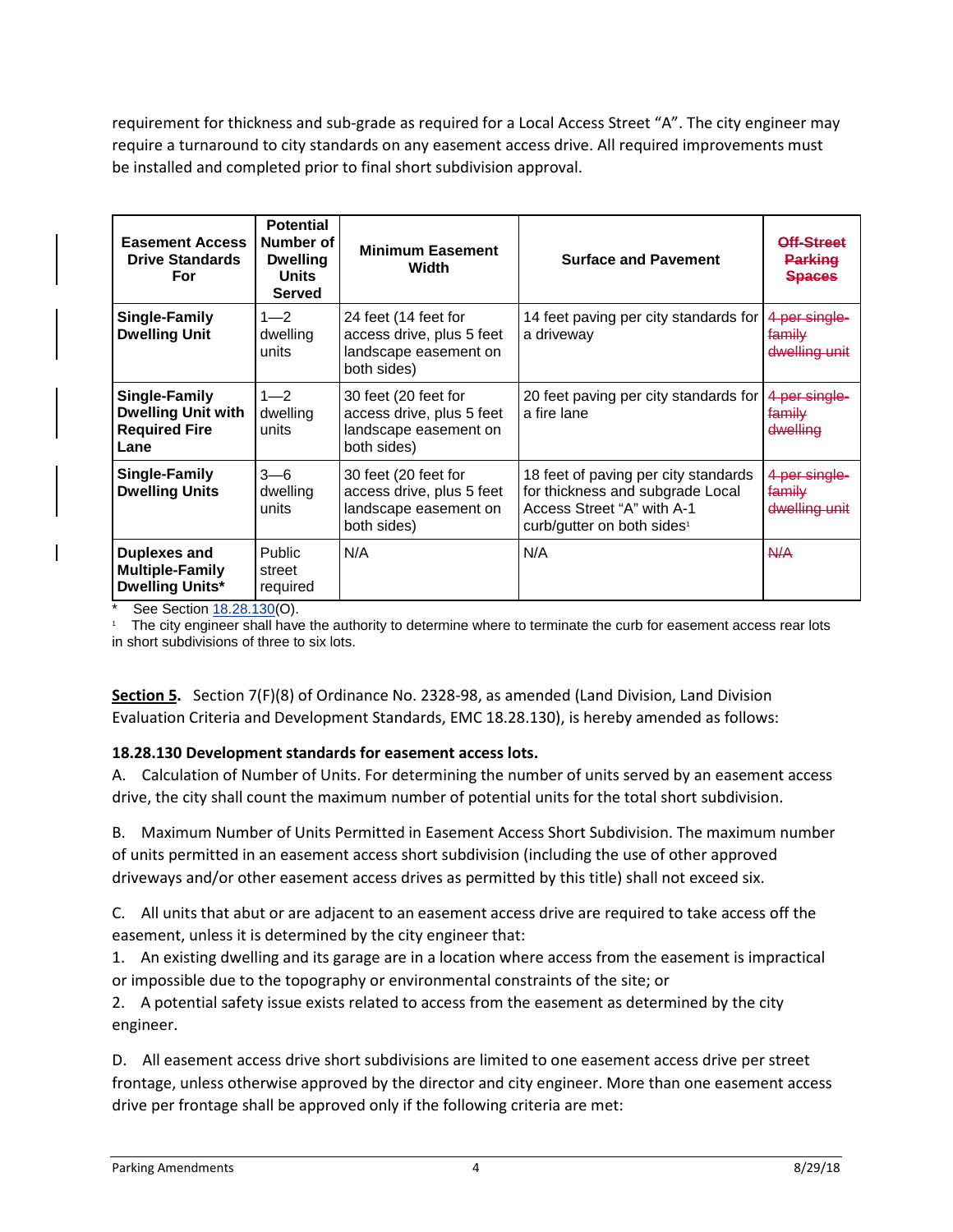requirement for thickness and sub-grade as required for a Local Access Street "A". The city engineer may require a turnaround to city standards on any easement access drive. All required improvements must be installed and completed prior to final short subdivision approval.

| Easement Access Drive Standards For | Potential Number of Dwelling Units Served | Minimum Easement Width | Surface and Pavement | ~~Off-Street Parking Spaces~~ |
|---|---|---|---|---|
| **Single-Family Dwelling Unit** | 1—2 dwelling units | 24 feet (14 feet for access drive, plus 5 feet landscape easement on both sides) | 14 feet paving per city standards for a driveway | ~~4 per single-family dwelling unit~~ |
| **Single-Family Dwelling Unit with Required Fire Lane** | 1—2 dwelling units | 30 feet (20 feet for access drive, plus 5 feet landscape easement on both sides) | 20 feet paving per city standards for a fire lane | ~~4 per single-family dwelling~~ |
| **Single-Family Dwelling Units** | 3—6 dwelling units | 30 feet (20 feet for access drive, plus 5 feet landscape easement on both sides) | 18 feet of paving per city standards for thickness and subgrade Local Access Street "A" with A-1 curb/gutter on both sides[1] | ~~4 per single-family dwelling unit~~ |
| **Duplexes and Multiple-Family Dwelling Units*** | Public street required | N/A | N/A | ~~N/A~~ |

\* See Section 18.28.130(O).

[1] The city engineer shall have the authority to determine where to terminate the curb for easement access rear lots in short subdivisions of three to six lots.

**Section 5.** Section 7(F)(8) of Ordinance No. 2328-98, as amended (Land Division, Land Division Evaluation Criteria and Development Standards, EMC 18.28.130), is hereby amended as follows:

**18.28.130 Development standards for easement access lots.**

A. Calculation of Number of Units. For determining the number of units served by an easement access drive, the city shall count the maximum number of potential units for the total short subdivision.

B. Maximum Number of Units Permitted in Easement Access Short Subdivision. The maximum number of units permitted in an easement access short subdivision (including the use of other approved driveways and/or other easement access drives as permitted by this title) shall not exceed six.

C. All units that abut or are adjacent to an easement access drive are required to take access off the easement, unless it is determined by the city engineer that:

1. An existing dwelling and its garage are in a location where access from the easement is impractical or impossible due to the topography or environmental constraints of the site; or

2. A potential safety issue exists related to access from the easement as determined by the city engineer.

D. All easement access drive short subdivisions are limited to one easement access drive per street frontage, unless otherwise approved by the director and city engineer. More than one easement access drive per frontage shall be approved only if the following criteria are met: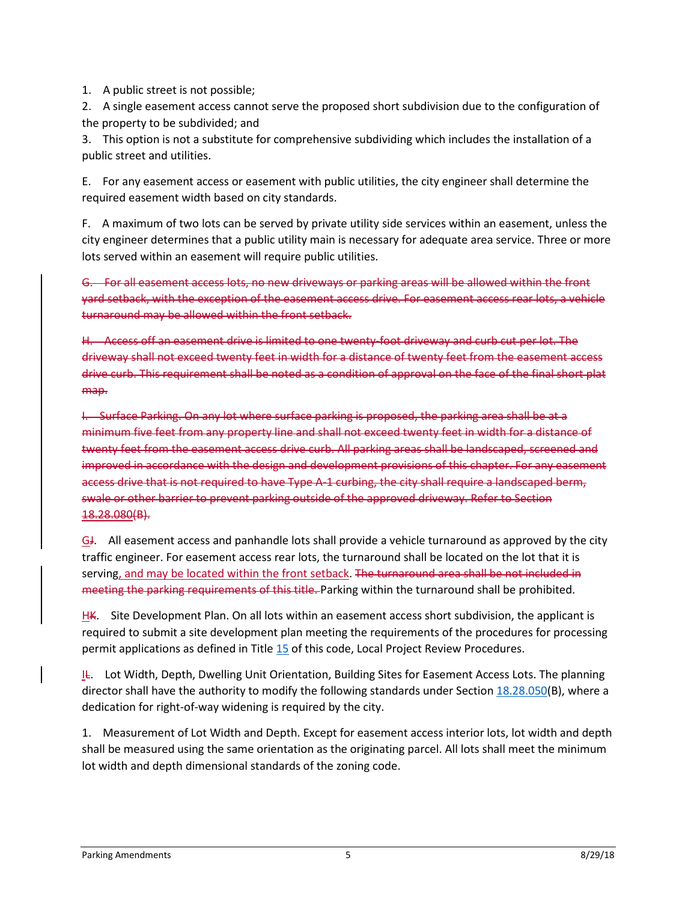1. A public street is not possible;

2. A single easement access cannot serve the proposed short subdivision due to the configuration of the property to be subdivided; and

3. This option is not a substitute for comprehensive subdividing which includes the installation of a public street and utilities.

E. For any easement access or easement with public utilities, the city engineer shall determine the required easement width based on city standards.

F. A maximum of two lots can be served by private utility side services within an easement, unless the city engineer determines that a public utility main is necessary for adequate area service. Three or more lots served within an easement will require public utilities.

~~G. For all easement access lots, no new driveways or parking areas will be allowed within the front yard setback, with the exception of the easement access drive. For easement access rear lots, a vehicle turnaround may be allowed within the front setback.~~

~~H. Access off an easement drive is limited to one twenty-foot driveway and curb cut per lot. The driveway shall not exceed twenty feet in width for a distance of twenty feet from the easement access drive curb. This requirement shall be noted as a condition of approval on the face of the final short plat map.~~

~~I. Surface Parking. On any lot where surface parking is proposed, the parking area shall be at a minimum five feet from any property line and shall not exceed twenty feet in width for a distance of twenty feet from the easement access drive curb. All parking areas shall be landscaped, screened and improved in accordance with the design and development provisions of this chapter. For any easement access drive that is not required to have Type A-1 curbing, the city shall require a landscaped berm, swale or other barrier to prevent parking outside of the approved driveway. Refer to Section 18.28.080(B).~~

G~~J~~. All easement access and panhandle lots shall provide a vehicle turnaround as approved by the city traffic engineer. For easement access rear lots, the turnaround shall be located on the lot that it is serving, and may be located within the front setback. ~~The turnaround area shall be not included in meeting the parking requirements of this title.~~ Parking within the turnaround shall be prohibited.

H~~K~~. Site Development Plan. On all lots within an easement access short subdivision, the applicant is required to submit a site development plan meeting the requirements of the procedures for processing permit applications as defined in Title 15 of this code, Local Project Review Procedures.

I~~L~~. Lot Width, Depth, Dwelling Unit Orientation, Building Sites for Easement Access Lots. The planning director shall have the authority to modify the following standards under Section 18.28.050(B), where a dedication for right-of-way widening is required by the city.

1. Measurement of Lot Width and Depth. Except for easement access interior lots, lot width and depth shall be measured using the same orientation as the originating parcel. All lots shall meet the minimum lot width and depth dimensional standards of the zoning code.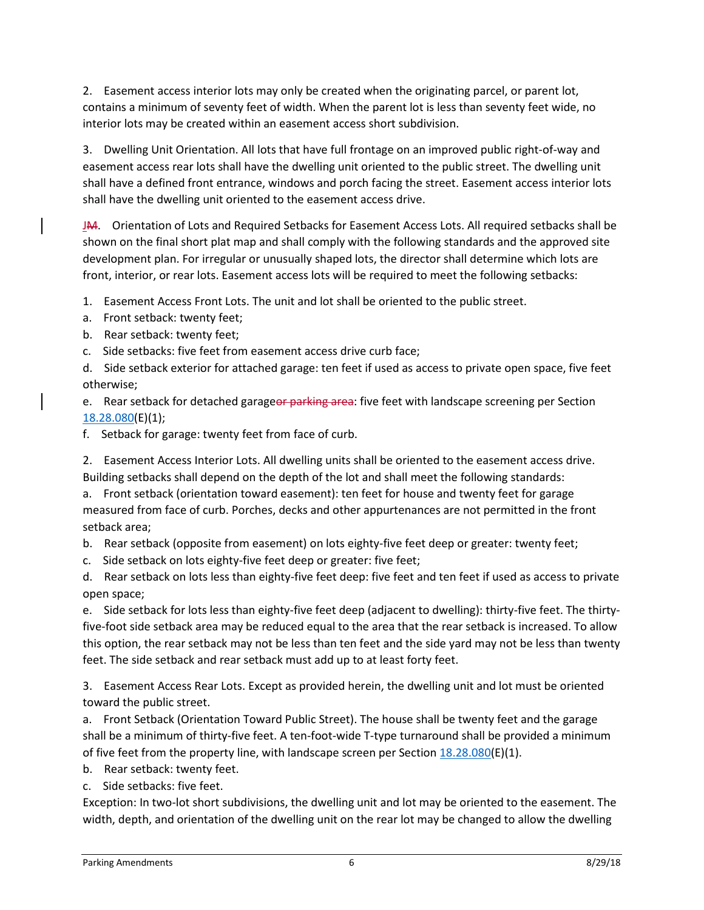2. Easement access interior lots may only be created when the originating parcel, or parent lot, contains a minimum of seventy feet of width. When the parent lot is less than seventy feet wide, no interior lots may be created within an easement access short subdivision.

3. Dwelling Unit Orientation. All lots that have full frontage on an improved public right-of-way and easement access rear lots shall have the dwelling unit oriented to the public street. The dwelling unit shall have a defined front entrance, windows and porch facing the street. Easement access interior lots shall have the dwelling unit oriented to the easement access drive.

~~M~~J. Orientation of Lots and Required Setbacks for Easement Access Lots. All required setbacks shall be shown on the final short plat map and shall comply with the following standards and the approved site development plan. For irregular or unusually shaped lots, the director shall determine which lots are front, interior, or rear lots. Easement access lots will be required to meet the following setbacks:

1. Easement Access Front Lots. The unit and lot shall be oriented to the public street.

a. Front setback: twenty feet;

b. Rear setback: twenty feet;

c. Side setbacks: five feet from easement access drive curb face;

d. Side setback exterior for attached garage: ten feet if used as access to private open space, five feet otherwise;

e. Rear setback for detached garage~~or parking area~~: five feet with landscape screening per Section 18.28.080(E)(1);

f. Setback for garage: twenty feet from face of curb.

2. Easement Access Interior Lots. All dwelling units shall be oriented to the easement access drive. Building setbacks shall depend on the depth of the lot and shall meet the following standards:

a. Front setback (orientation toward easement): ten feet for house and twenty feet for garage measured from face of curb. Porches, decks and other appurtenances are not permitted in the front setback area;

b. Rear setback (opposite from easement) on lots eighty-five feet deep or greater: twenty feet;

c. Side setback on lots eighty-five feet deep or greater: five feet;

d. Rear setback on lots less than eighty-five feet deep: five feet and ten feet if used as access to private open space;

e. Side setback for lots less than eighty-five feet deep (adjacent to dwelling): thirty-five feet. The thirty-five-foot side setback area may be reduced equal to the area that the rear setback is increased. To allow this option, the rear setback may not be less than ten feet and the side yard may not be less than twenty feet. The side setback and rear setback must add up to at least forty feet.

3. Easement Access Rear Lots. Except as provided herein, the dwelling unit and lot must be oriented toward the public street.

a. Front Setback (Orientation Toward Public Street). The house shall be twenty feet and the garage shall be a minimum of thirty-five feet. A ten-foot-wide T-type turnaround shall be provided a minimum of five feet from the property line, with landscape screen per Section 18.28.080(E)(1).

b. Rear setback: twenty feet.

c. Side setbacks: five feet.

Exception: In two-lot short subdivisions, the dwelling unit and lot may be oriented to the easement. The width, depth, and orientation of the dwelling unit on the rear lot may be changed to allow the dwelling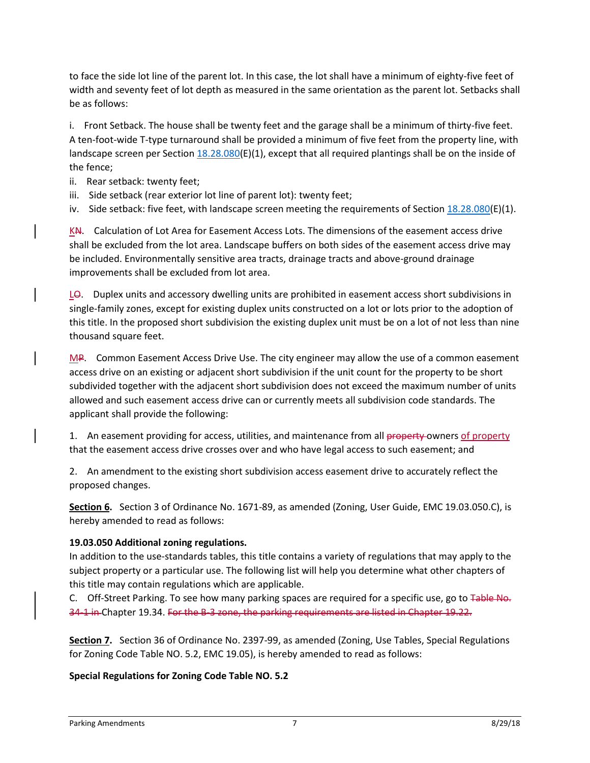to face the side lot line of the parent lot. In this case, the lot shall have a minimum of eighty-five feet of width and seventy feet of lot depth as measured in the same orientation as the parent lot. Setbacks shall be as follows:

i. Front Setback. The house shall be twenty feet and the garage shall be a minimum of thirty-five feet. A ten-foot-wide T-type turnaround shall be provided a minimum of five feet from the property line, with landscape screen per Section 18.28.080(E)(1), except that all required plantings shall be on the inside of the fence;

ii. Rear setback: twenty feet;

iii. Side setback (rear exterior lot line of parent lot): twenty feet;

iv. Side setback: five feet, with landscape screen meeting the requirements of Section 18.28.080(E)(1).

K~~N~~. Calculation of Lot Area for Easement Access Lots. The dimensions of the easement access drive shall be excluded from the lot area. Landscape buffers on both sides of the easement access drive may be included. Environmentally sensitive area tracts, drainage tracts and above-ground drainage improvements shall be excluded from lot area.

L~~O~~. Duplex units and accessory dwelling units are prohibited in easement access short subdivisions in single-family zones, except for existing duplex units constructed on a lot or lots prior to the adoption of this title. In the proposed short subdivision the existing duplex unit must be on a lot of not less than nine thousand square feet.

M~~P~~. Common Easement Access Drive Use. The city engineer may allow the use of a common easement access drive on an existing or adjacent short subdivision if the unit count for the property to be short subdivided together with the adjacent short subdivision does not exceed the maximum number of units allowed and such easement access drive can or currently meets all subdivision code standards. The applicant shall provide the following:

1. An easement providing for access, utilities, and maintenance from all ~~property~~ owners <u>of property</u> that the easement access drive crosses over and who have legal access to such easement; and

2. An amendment to the existing short subdivision access easement drive to accurately reflect the proposed changes.

**<u>Section 6</u>.** Section 3 of Ordinance No. 1671-89, as amended (Zoning, User Guide, EMC 19.03.050.C), is hereby amended to read as follows:

**19.03.050 Additional zoning regulations.**
In addition to the use-standards tables, this title contains a variety of regulations that may apply to the subject property or a particular use. The following list will help you determine what other chapters of this title may contain regulations which are applicable.
C. Off-Street Parking. To see how many parking spaces are required for a specific use, go to ~~Table No. 34-1 in~~ Chapter 19.34. ~~For the B-3 zone, the parking requirements are listed in Chapter 19.22.~~

**<u>Section 7</u>.** Section 36 of Ordinance No. 2397-99, as amended (Zoning, Use Tables, Special Regulations for Zoning Code Table NO. 5.2, EMC 19.05), is hereby amended to read as follows:

**Special Regulations for Zoning Code Table NO. 5.2**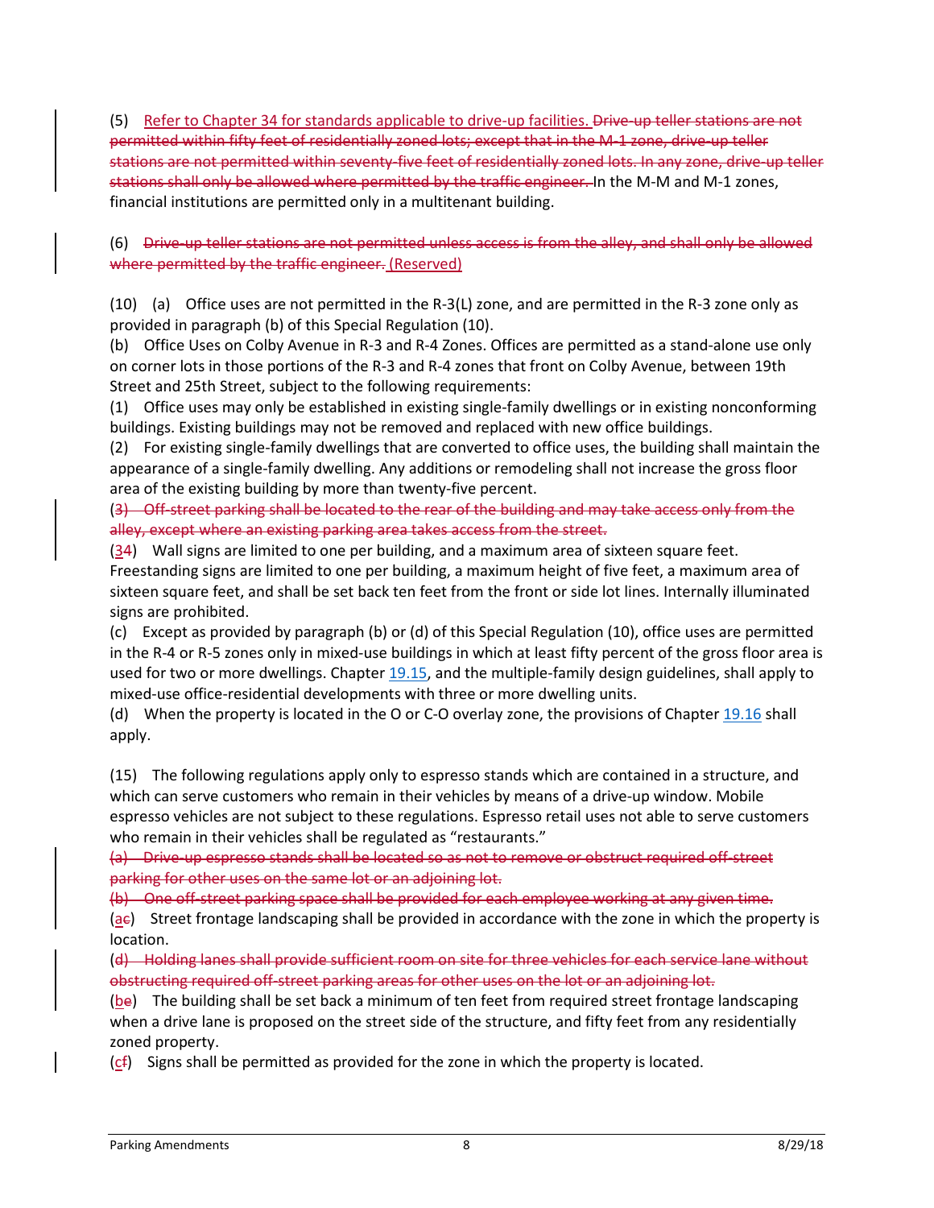(5) ~~Drive-up teller stations are not permitted within fifty feet of residentially zoned lots; except that in the M-1 zone, drive-up teller stations are not permitted within seventy-five feet of residentially zoned lots. In any zone, drive-up teller stations shall only be allowed where permitted by the traffic engineer.~~ <u>Refer to Chapter 34 for standards applicable to drive-up facilities.</u> In the M-M and M-1 zones, financial institutions are permitted only in a multitenant building.

(6) ~~Drive-up teller stations are not permitted unless access is from the alley, and shall only be allowed where permitted by the traffic engineer.~~ <u>(Reserved)</u>

(10) (a) Office uses are not permitted in the R-3(L) zone, and are permitted in the R-3 zone only as provided in paragraph (b) of this Special Regulation (10).

(b) Office Uses on Colby Avenue in R-3 and R-4 Zones. Offices are permitted as a stand-alone use only on corner lots in those portions of the R-3 and R-4 zones that front on Colby Avenue, between 19th Street and 25th Street, subject to the following requirements:

(1) Office uses may only be established in existing single-family dwellings or in existing nonconforming buildings. Existing buildings may not be removed and replaced with new office buildings.

(2) For existing single-family dwellings that are converted to office uses, the building shall maintain the appearance of a single-family dwelling. Any additions or remodeling shall not increase the gross floor area of the existing building by more than twenty-five percent.

~~(3) Off-street parking shall be located to the rear of the building and may take access only from the alley, except where an existing parking area takes access from the street.~~

(<u>3</u>~~4~~) Wall signs are limited to one per building, and a maximum area of sixteen square feet. Freestanding signs are limited to one per building, a maximum height of five feet, a maximum area of sixteen square feet, and shall be set back ten feet from the front or side lot lines. Internally illuminated signs are prohibited.

(c) Except as provided by paragraph (b) or (d) of this Special Regulation (10), office uses are permitted in the R-4 or R-5 zones only in mixed-use buildings in which at least fifty percent of the gross floor area is used for two or more dwellings. Chapter 19.15, and the multiple-family design guidelines, shall apply to mixed-use office-residential developments with three or more dwelling units.

(d) When the property is located in the O or C-O overlay zone, the provisions of Chapter 19.16 shall apply.

(15) The following regulations apply only to espresso stands which are contained in a structure, and which can serve customers who remain in their vehicles by means of a drive-up window. Mobile espresso vehicles are not subject to these regulations. Espresso retail uses not able to serve customers who remain in their vehicles shall be regulated as "restaurants."

~~(a) Drive-up espresso stands shall be located so as not to remove or obstruct required off-street parking for other uses on the same lot or an adjoining lot.~~

~~(b) One off-street parking space shall be provided for each employee working at any given time.~~

(<u>a</u>~~c~~) Street frontage landscaping shall be provided in accordance with the zone in which the property is location.

~~(d) Holding lanes shall provide sufficient room on site for three vehicles for each service lane without obstructing required off-street parking areas for other uses on the lot or an adjoining lot.~~

(<u>b</u>~~e~~) The building shall be set back a minimum of ten feet from required street frontage landscaping when a drive lane is proposed on the street side of the structure, and fifty feet from any residentially zoned property.

(<u>c</u>~~f~~) Signs shall be permitted as provided for the zone in which the property is located.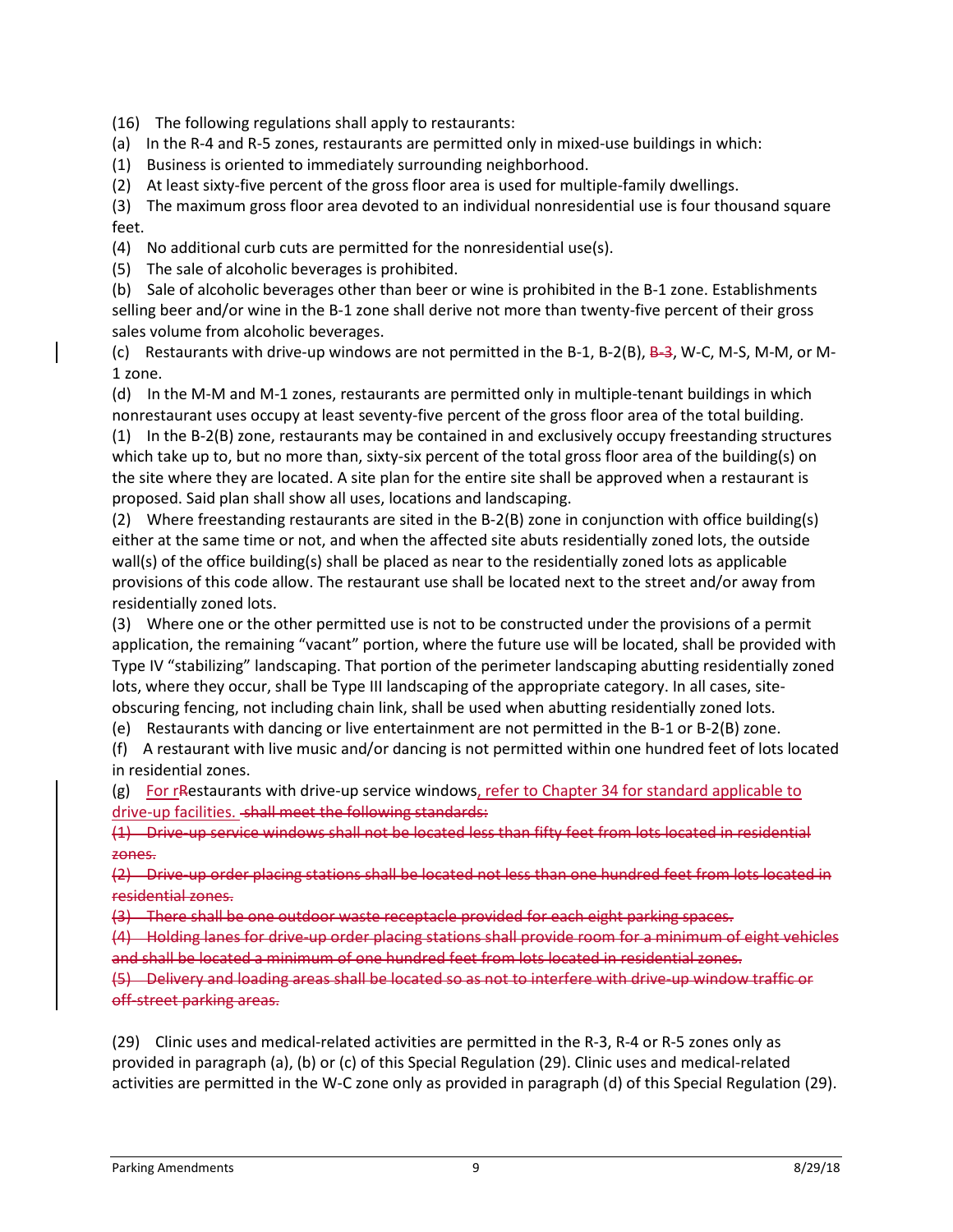(16) The following regulations shall apply to restaurants:

(a) In the R-4 and R-5 zones, restaurants are permitted only in mixed-use buildings in which:

(1) Business is oriented to immediately surrounding neighborhood.

(2) At least sixty-five percent of the gross floor area is used for multiple-family dwellings.

(3) The maximum gross floor area devoted to an individual nonresidential use is four thousand square feet.

(4) No additional curb cuts are permitted for the nonresidential use(s).

(5) The sale of alcoholic beverages is prohibited.

(b) Sale of alcoholic beverages other than beer or wine is prohibited in the B-1 zone. Establishments selling beer and/or wine in the B-1 zone shall derive not more than twenty-five percent of their gross sales volume from alcoholic beverages.

(c) Restaurants with drive-up windows are not permitted in the B-1, B-2(B), ~~B-3~~, W-C, M-S, M-M, or M-1 zone.

(d) In the M-M and M-1 zones, restaurants are permitted only in multiple-tenant buildings in which nonrestaurant uses occupy at least seventy-five percent of the gross floor area of the total building.

(1) In the B-2(B) zone, restaurants may be contained in and exclusively occupy freestanding structures which take up to, but no more than, sixty-six percent of the total gross floor area of the building(s) on the site where they are located. A site plan for the entire site shall be approved when a restaurant is proposed. Said plan shall show all uses, locations and landscaping.

(2) Where freestanding restaurants are sited in the B-2(B) zone in conjunction with office building(s) either at the same time or not, and when the affected site abuts residentially zoned lots, the outside wall(s) of the office building(s) shall be placed as near to the residentially zoned lots as applicable provisions of this code allow. The restaurant use shall be located next to the street and/or away from residentially zoned lots.

(3) Where one or the other permitted use is not to be constructed under the provisions of a permit application, the remaining "vacant" portion, where the future use will be located, shall be provided with Type IV "stabilizing" landscaping. That portion of the perimeter landscaping abutting residentially zoned lots, where they occur, shall be Type III landscaping of the appropriate category. In all cases, site-obscuring fencing, not including chain link, shall be used when abutting residentially zoned lots.

(e) Restaurants with dancing or live entertainment are not permitted in the B-1 or B-2(B) zone.

(f) A restaurant with live music and/or dancing is not permitted within one hundred feet of lots located in residential zones.

(g) <u>For r</u>~~R~~estaurants with drive-up service windows<u>, refer to Chapter 34 for standard applicable to drive-up facilities.</u> ~~shall meet the following standards:~~

~~(1) Drive-up service windows shall not be located less than fifty feet from lots located in residential zones.~~

~~(2) Drive-up order placing stations shall be located not less than one hundred feet from lots located in residential zones.~~

~~(3) There shall be one outdoor waste receptacle provided for each eight parking spaces.~~

~~(4) Holding lanes for drive-up order placing stations shall provide room for a minimum of eight vehicles and shall be located a minimum of one hundred feet from lots located in residential zones.~~

~~(5) Delivery and loading areas shall be located so as not to interfere with drive-up window traffic or off-street parking areas.~~

(29) Clinic uses and medical-related activities are permitted in the R-3, R-4 or R-5 zones only as provided in paragraph (a), (b) or (c) of this Special Regulation (29). Clinic uses and medical-related activities are permitted in the W-C zone only as provided in paragraph (d) of this Special Regulation (29).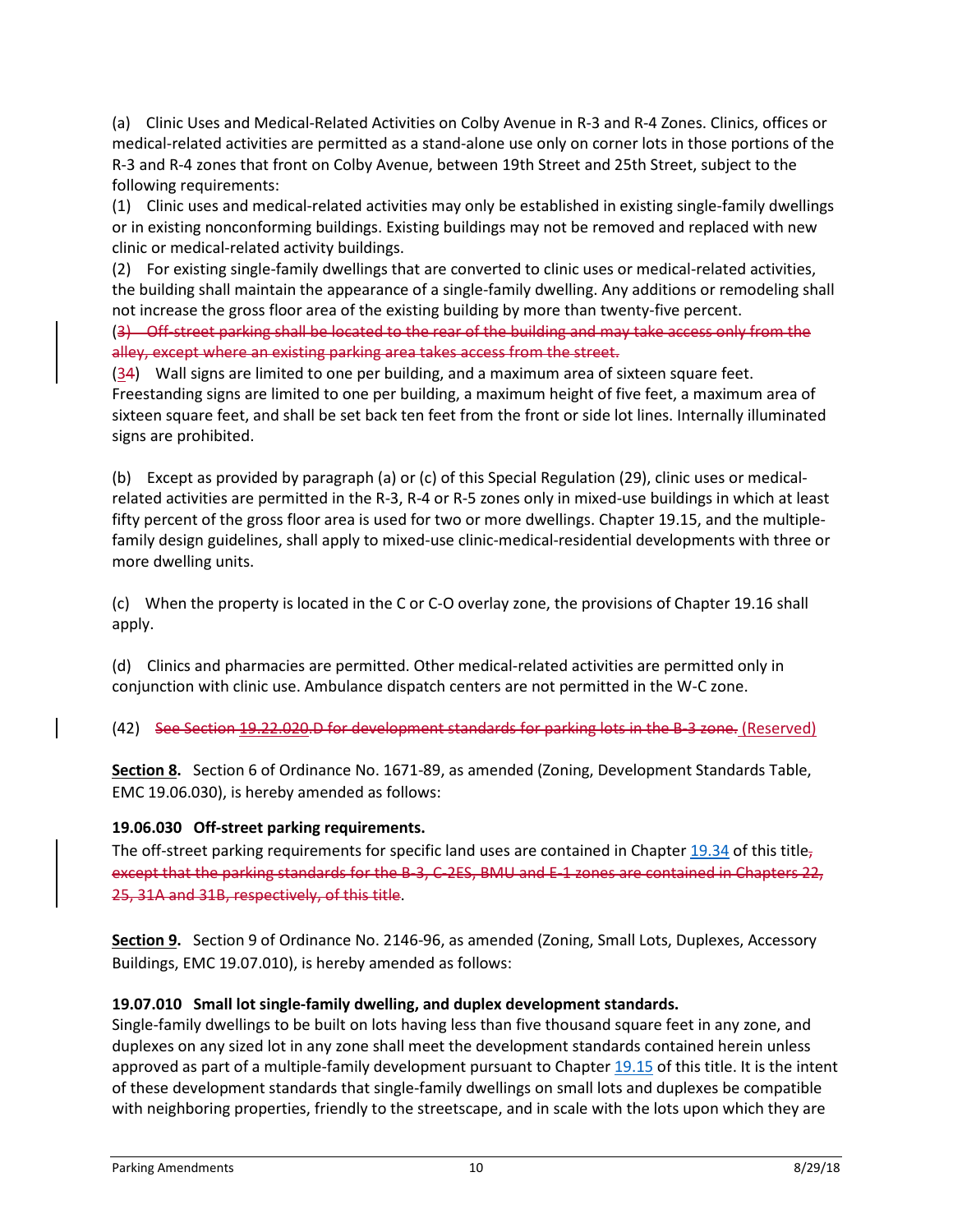(a) Clinic Uses and Medical-Related Activities on Colby Avenue in R-3 and R-4 Zones. Clinics, offices or medical-related activities are permitted as a stand-alone use only on corner lots in those portions of the R-3 and R-4 zones that front on Colby Avenue, between 19th Street and 25th Street, subject to the following requirements:

(1) Clinic uses and medical-related activities may only be established in existing single-family dwellings or in existing nonconforming buildings. Existing buildings may not be removed and replaced with new clinic or medical-related activity buildings.

(2) For existing single-family dwellings that are converted to clinic uses or medical-related activities, the building shall maintain the appearance of a single-family dwelling. Any additions or remodeling shall not increase the gross floor area of the existing building by more than twenty-five percent.

~~(3) Off-street parking shall be located to the rear of the building and may take access only from the alley, except where an existing parking area takes access from the street.~~

(~~3~~4) Wall signs are limited to one per building, and a maximum area of sixteen square feet. Freestanding signs are limited to one per building, a maximum height of five feet, a maximum area of sixteen square feet, and shall be set back ten feet from the front or side lot lines. Internally illuminated signs are prohibited.

(b) Except as provided by paragraph (a) or (c) of this Special Regulation (29), clinic uses or medical-related activities are permitted in the R-3, R-4 or R-5 zones only in mixed-use buildings in which at least fifty percent of the gross floor area is used for two or more dwellings. Chapter 19.15, and the multiple-family design guidelines, shall apply to mixed-use clinic-medical-residential developments with three or more dwelling units.

(c) When the property is located in the C or C-O overlay zone, the provisions of Chapter 19.16 shall apply.

(d) Clinics and pharmacies are permitted. Other medical-related activities are permitted only in conjunction with clinic use. Ambulance dispatch centers are not permitted in the W-C zone.

(42) ~~See Section 19.22.020.D for development standards for parking lots in the B-3 zone.~~ (Reserved)

**Section 8.** Section 6 of Ordinance No. 1671-89, as amended (Zoning, Development Standards Table, EMC 19.06.030), is hereby amended as follows:

**19.06.030 Off-street parking requirements.**

The off-street parking requirements for specific land uses are contained in Chapter 19.34 of this title~~, except that the parking standards for the B-3, C-2ES, BMU and E-1 zones are contained in Chapters 22, 25, 31A and 31B, respectively, of this title~~.

**Section 9.** Section 9 of Ordinance No. 2146-96, as amended (Zoning, Small Lots, Duplexes, Accessory Buildings, EMC 19.07.010), is hereby amended as follows:

**19.07.010 Small lot single-family dwelling, and duplex development standards.**

Single-family dwellings to be built on lots having less than five thousand square feet in any zone, and duplexes on any sized lot in any zone shall meet the development standards contained herein unless approved as part of a multiple-family development pursuant to Chapter 19.15 of this title. It is the intent of these development standards that single-family dwellings on small lots and duplexes be compatible with neighboring properties, friendly to the streetscape, and in scale with the lots upon which they are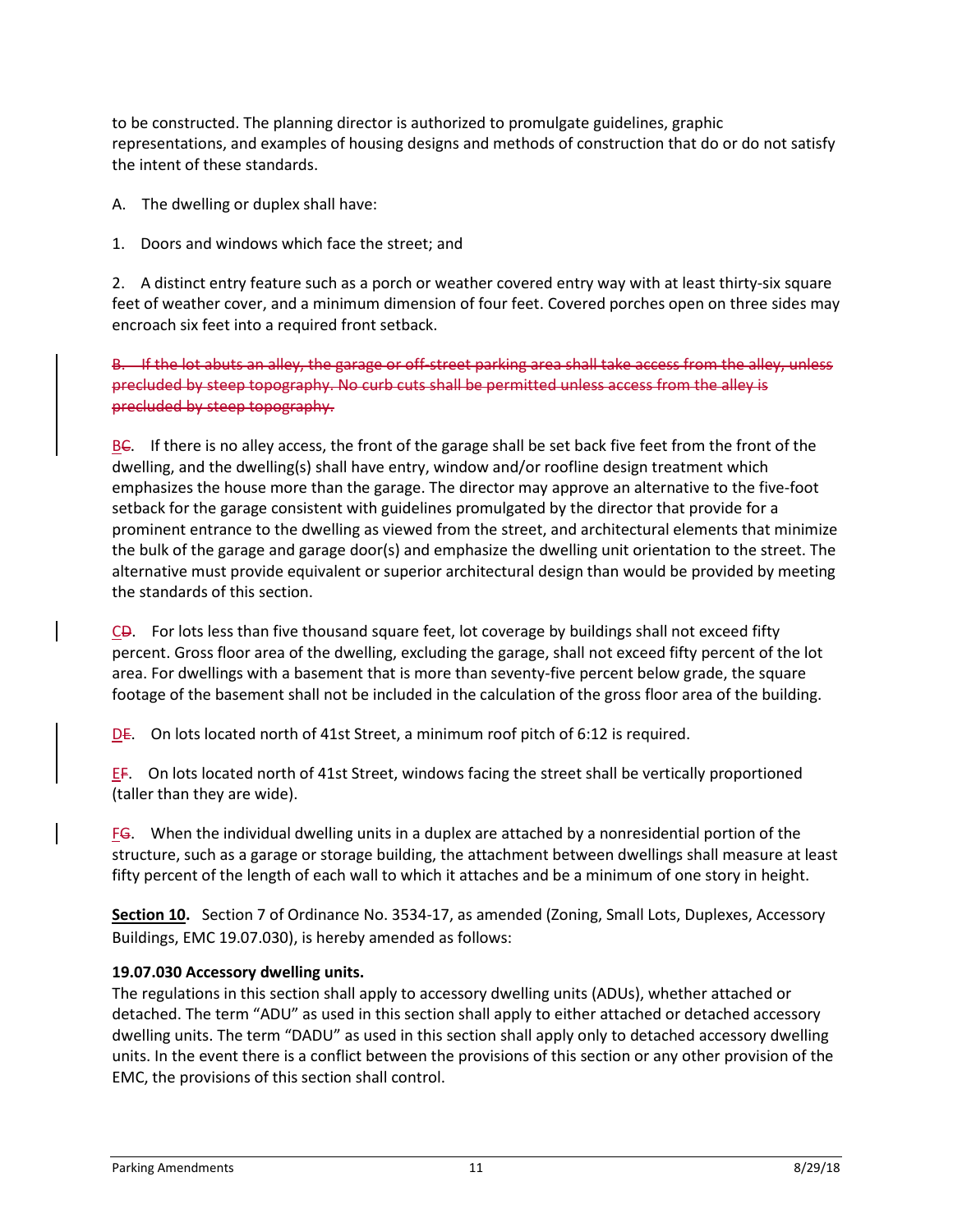to be constructed. The planning director is authorized to promulgate guidelines, graphic representations, and examples of housing designs and methods of construction that do or do not satisfy the intent of these standards.

A. The dwelling or duplex shall have:

1. Doors and windows which face the street; and

2. A distinct entry feature such as a porch or weather covered entry way with at least thirty-six square feet of weather cover, and a minimum dimension of four feet. Covered porches open on three sides may encroach six feet into a required front setback.

~~B. If the lot abuts an alley, the garage or off-street parking area shall take access from the alley, unless precluded by steep topography. No curb cuts shall be permitted unless access from the alley is precluded by steep topography.~~

<u>B</u>~~C~~. If there is no alley access, the front of the garage shall be set back five feet from the front of the dwelling, and the dwelling(s) shall have entry, window and/or roofline design treatment which emphasizes the house more than the garage. The director may approve an alternative to the five-foot setback for the garage consistent with guidelines promulgated by the director that provide for a prominent entrance to the dwelling as viewed from the street, and architectural elements that minimize the bulk of the garage and garage door(s) and emphasize the dwelling unit orientation to the street. The alternative must provide equivalent or superior architectural design than would be provided by meeting the standards of this section.

<u>C</u>~~D~~. For lots less than five thousand square feet, lot coverage by buildings shall not exceed fifty percent. Gross floor area of the dwelling, excluding the garage, shall not exceed fifty percent of the lot area. For dwellings with a basement that is more than seventy-five percent below grade, the square footage of the basement shall not be included in the calculation of the gross floor area of the building.

<u>D</u>~~E~~. On lots located north of 41st Street, a minimum roof pitch of 6:12 is required.

<u>E</u>~~F~~. On lots located north of 41st Street, windows facing the street shall be vertically proportioned (taller than they are wide).

<u>F</u>~~G~~. When the individual dwelling units in a duplex are attached by a nonresidential portion of the structure, such as a garage or storage building, the attachment between dwellings shall measure at least fifty percent of the length of each wall to which it attaches and be a minimum of one story in height.

**<u>Section 10</u>.** Section 7 of Ordinance No. 3534-17, as amended (Zoning, Small Lots, Duplexes, Accessory Buildings, EMC 19.07.030), is hereby amended as follows:

**19.07.030 Accessory dwelling units.**

The regulations in this section shall apply to accessory dwelling units (ADUs), whether attached or detached. The term "ADU" as used in this section shall apply to either attached or detached accessory dwelling units. The term "DADU" as used in this section shall apply only to detached accessory dwelling units. In the event there is a conflict between the provisions of this section or any other provision of the EMC, the provisions of this section shall control.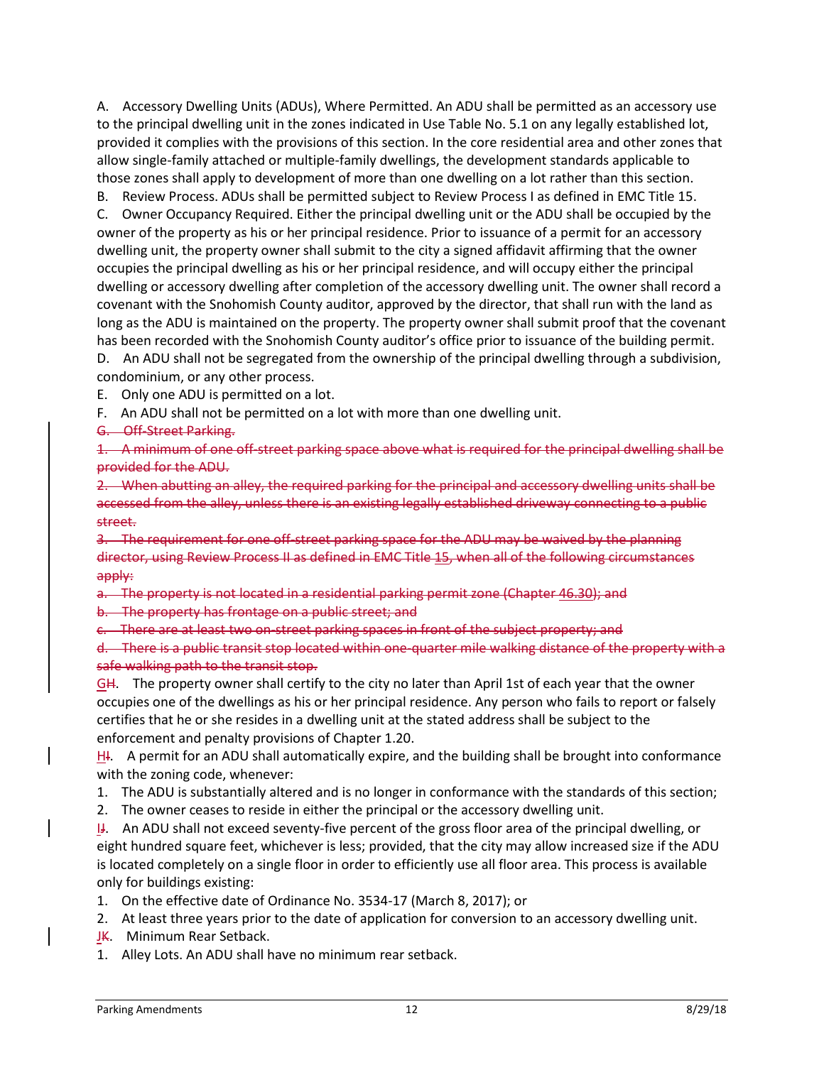A. Accessory Dwelling Units (ADUs), Where Permitted. An ADU shall be permitted as an accessory use to the principal dwelling unit in the zones indicated in Use Table No. 5.1 on any legally established lot, provided it complies with the provisions of this section. In the core residential area and other zones that allow single-family attached or multiple-family dwellings, the development standards applicable to those zones shall apply to development of more than one dwelling on a lot rather than this section.

B. Review Process. ADUs shall be permitted subject to Review Process I as defined in EMC Title 15.

C. Owner Occupancy Required. Either the principal dwelling unit or the ADU shall be occupied by the owner of the property as his or her principal residence. Prior to issuance of a permit for an accessory dwelling unit, the property owner shall submit to the city a signed affidavit affirming that the owner occupies the principal dwelling as his or her principal residence, and will occupy either the principal dwelling or accessory dwelling after completion of the accessory dwelling unit. The owner shall record a covenant with the Snohomish County auditor, approved by the director, that shall run with the land as long as the ADU is maintained on the property. The property owner shall submit proof that the covenant has been recorded with the Snohomish County auditor's office prior to issuance of the building permit.

D. An ADU shall not be segregated from the ownership of the principal dwelling through a subdivision, condominium, or any other process.

E. Only one ADU is permitted on a lot.

F. An ADU shall not be permitted on a lot with more than one dwelling unit.

~~G. Off-Street Parking.~~

~~1. A minimum of one off-street parking space above what is required for the principal dwelling shall be provided for the ADU.~~

~~2. When abutting an alley, the required parking for the principal and accessory dwelling units shall be accessed from the alley, unless there is an existing legally established driveway connecting to a public street.~~

~~3. The requirement for one off-street parking space for the ADU may be waived by the planning director, using Review Process II as defined in EMC Title 15, when all of the following circumstances apply:~~

~~a. The property is not located in a residential parking permit zone (Chapter 46.30); and~~

~~b. The property has frontage on a public street; and~~

~~c. There are at least two on-street parking spaces in front of the subject property; and~~

~~d. There is a public transit stop located within one-quarter mile walking distance of the property with a safe walking path to the transit stop.~~

G~~H~~. The property owner shall certify to the city no later than April 1st of each year that the owner occupies one of the dwellings as his or her principal residence. Any person who fails to report or falsely certifies that he or she resides in a dwelling unit at the stated address shall be subject to the enforcement and penalty provisions of Chapter 1.20.

H~~I~~. A permit for an ADU shall automatically expire, and the building shall be brought into conformance with the zoning code, whenever:

1. The ADU is substantially altered and is no longer in conformance with the standards of this section;
2. The owner ceases to reside in either the principal or the accessory dwelling unit.

I~~J~~. An ADU shall not exceed seventy-five percent of the gross floor area of the principal dwelling, or eight hundred square feet, whichever is less; provided, that the city may allow increased size if the ADU is located completely on a single floor in order to efficiently use all floor area. This process is available only for buildings existing:

1. On the effective date of Ordinance No. 3534-17 (March 8, 2017); or
2. At least three years prior to the date of application for conversion to an accessory dwelling unit.

J~~K~~. Minimum Rear Setback.

1. Alley Lots. An ADU shall have no minimum rear setback.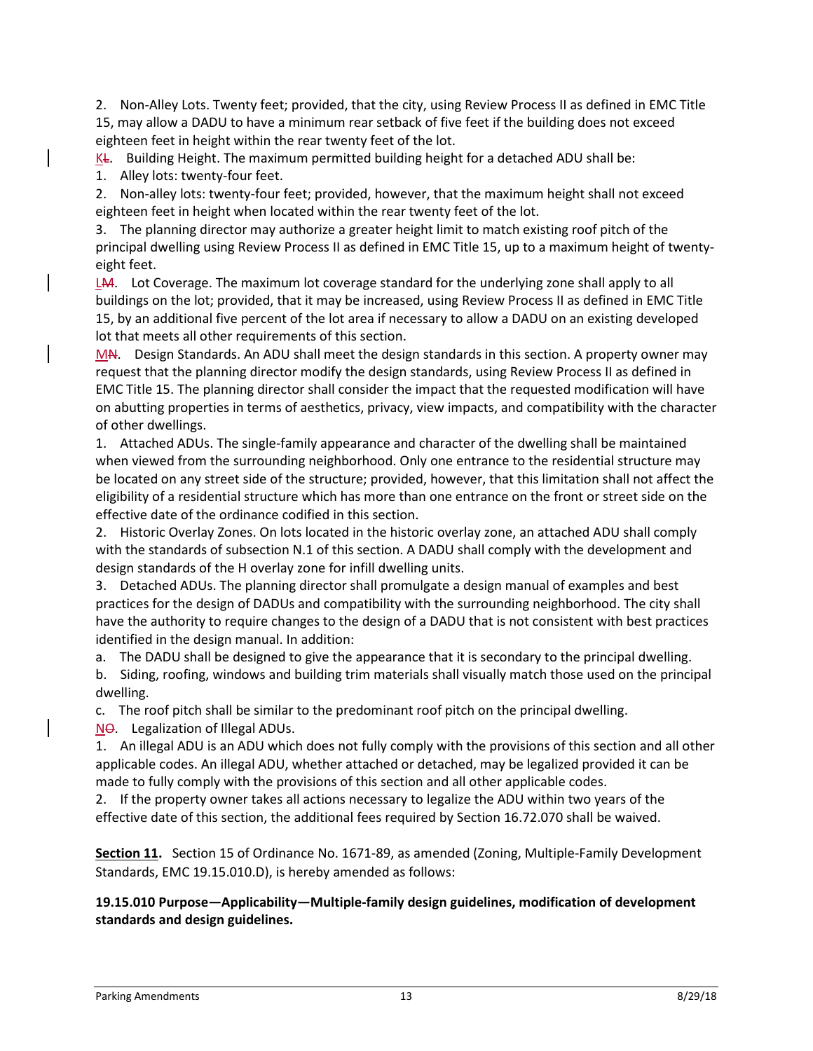2. Non-Alley Lots. Twenty feet; provided, that the city, using Review Process II as defined in EMC Title 15, may allow a DADU to have a minimum rear setback of five feet if the building does not exceed eighteen feet in height within the rear twenty feet of the lot.

KL. Building Height. The maximum permitted building height for a detached ADU shall be:

1. Alley lots: twenty-four feet.

2. Non-alley lots: twenty-four feet; provided, however, that the maximum height shall not exceed eighteen feet in height when located within the rear twenty feet of the lot.

3. The planning director may authorize a greater height limit to match existing roof pitch of the principal dwelling using Review Process II as defined in EMC Title 15, up to a maximum height of twenty-eight feet.

LM. Lot Coverage. The maximum lot coverage standard for the underlying zone shall apply to all buildings on the lot; provided, that it may be increased, using Review Process II as defined in EMC Title 15, by an additional five percent of the lot area if necessary to allow a DADU on an existing developed lot that meets all other requirements of this section.

MN. Design Standards. An ADU shall meet the design standards in this section. A property owner may request that the planning director modify the design standards, using Review Process II as defined in EMC Title 15. The planning director shall consider the impact that the requested modification will have on abutting properties in terms of aesthetics, privacy, view impacts, and compatibility with the character of other dwellings.

1. Attached ADUs. The single-family appearance and character of the dwelling shall be maintained when viewed from the surrounding neighborhood. Only one entrance to the residential structure may be located on any street side of the structure; provided, however, that this limitation shall not affect the eligibility of a residential structure which has more than one entrance on the front or street side on the effective date of the ordinance codified in this section.

2. Historic Overlay Zones. On lots located in the historic overlay zone, an attached ADU shall comply with the standards of subsection N.1 of this section. A DADU shall comply with the development and design standards of the H overlay zone for infill dwelling units.

3. Detached ADUs. The planning director shall promulgate a design manual of examples and best practices for the design of DADUs and compatibility with the surrounding neighborhood. The city shall have the authority to require changes to the design of a DADU that is not consistent with best practices identified in the design manual. In addition:

a. The DADU shall be designed to give the appearance that it is secondary to the principal dwelling.

b. Siding, roofing, windows and building trim materials shall visually match those used on the principal dwelling.

c. The roof pitch shall be similar to the predominant roof pitch on the principal dwelling.

NO. Legalization of Illegal ADUs.

1. An illegal ADU is an ADU which does not fully comply with the provisions of this section and all other applicable codes. An illegal ADU, whether attached or detached, may be legalized provided it can be made to fully comply with the provisions of this section and all other applicable codes.

2. If the property owner takes all actions necessary to legalize the ADU within two years of the effective date of this section, the additional fees required by Section 16.72.070 shall be waived.

**Section 11.** Section 15 of Ordinance No. 1671-89, as amended (Zoning, Multiple-Family Development Standards, EMC 19.15.010.D), is hereby amended as follows:

**19.15.010 Purpose—Applicability—Multiple-family design guidelines, modification of development standards and design guidelines.**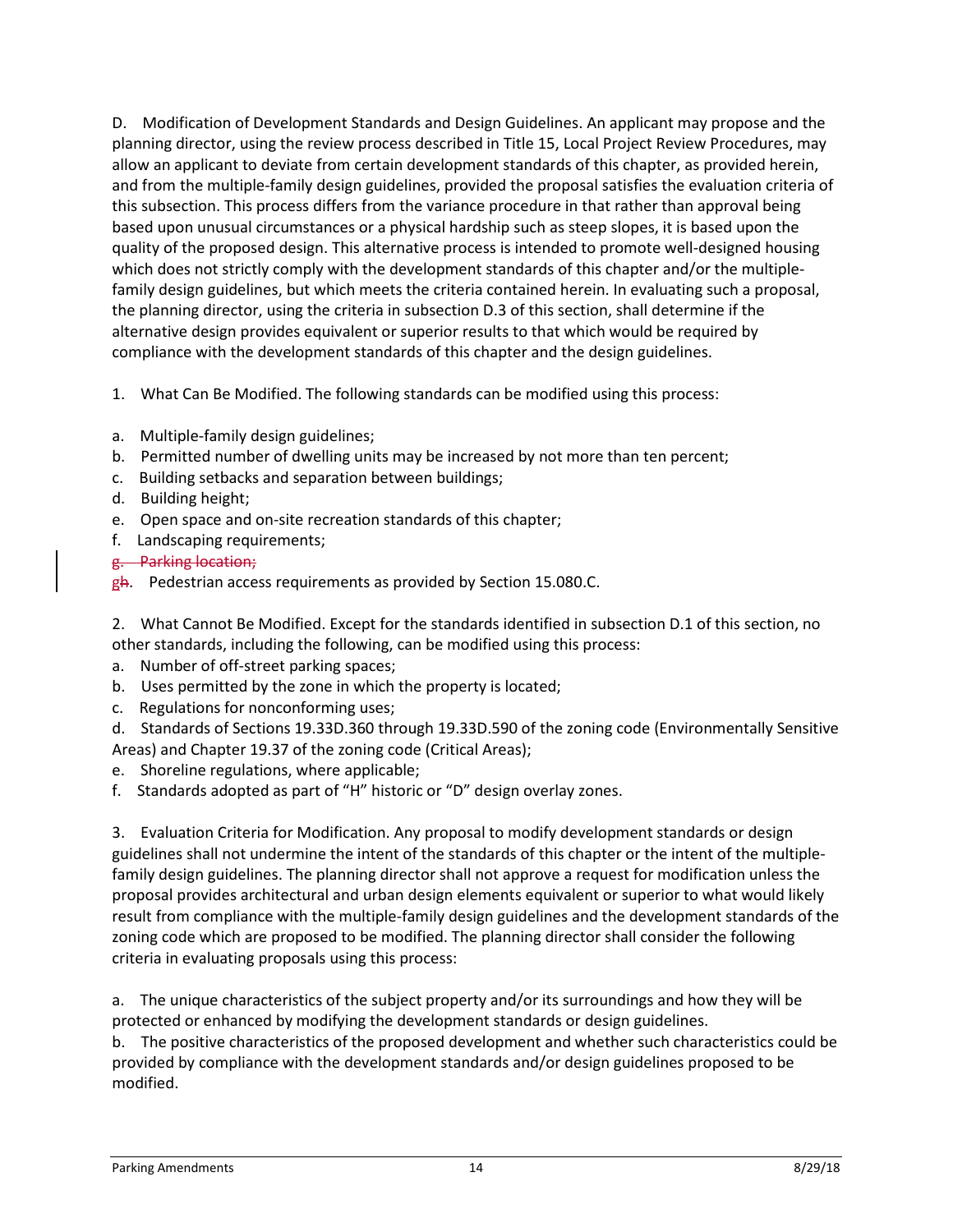D. Modification of Development Standards and Design Guidelines. An applicant may propose and the planning director, using the review process described in Title 15, Local Project Review Procedures, may allow an applicant to deviate from certain development standards of this chapter, as provided herein, and from the multiple-family design guidelines, provided the proposal satisfies the evaluation criteria of this subsection. This process differs from the variance procedure in that rather than approval being based upon unusual circumstances or a physical hardship such as steep slopes, it is based upon the quality of the proposed design. This alternative process is intended to promote well-designed housing which does not strictly comply with the development standards of this chapter and/or the multiple-family design guidelines, but which meets the criteria contained herein. In evaluating such a proposal, the planning director, using the criteria in subsection D.3 of this section, shall determine if the alternative design provides equivalent or superior results to that which would be required by compliance with the development standards of this chapter and the design guidelines.

1. What Can Be Modified. The following standards can be modified using this process:

a. Multiple-family design guidelines;
b. Permitted number of dwelling units may be increased by not more than ten percent;
c. Building setbacks and separation between buildings;
d. Building height;
e. Open space and on-site recreation standards of this chapter;
f. Landscaping requirements;
~~g. Parking location;~~
g~~h~~. Pedestrian access requirements as provided by Section 15.080.C.

2. What Cannot Be Modified. Except for the standards identified in subsection D.1 of this section, no other standards, including the following, can be modified using this process:
a. Number of off-street parking spaces;
b. Uses permitted by the zone in which the property is located;
c. Regulations for nonconforming uses;
d. Standards of Sections 19.33D.360 through 19.33D.590 of the zoning code (Environmentally Sensitive Areas) and Chapter 19.37 of the zoning code (Critical Areas);
e. Shoreline regulations, where applicable;
f. Standards adopted as part of "H" historic or "D" design overlay zones.

3. Evaluation Criteria for Modification. Any proposal to modify development standards or design guidelines shall not undermine the intent of the standards of this chapter or the intent of the multiple-family design guidelines. The planning director shall not approve a request for modification unless the proposal provides architectural and urban design elements equivalent or superior to what would likely result from compliance with the multiple-family design guidelines and the development standards of the zoning code which are proposed to be modified. The planning director shall consider the following criteria in evaluating proposals using this process:

a. The unique characteristics of the subject property and/or its surroundings and how they will be protected or enhanced by modifying the development standards or design guidelines.
b. The positive characteristics of the proposed development and whether such characteristics could be provided by compliance with the development standards and/or design guidelines proposed to be modified.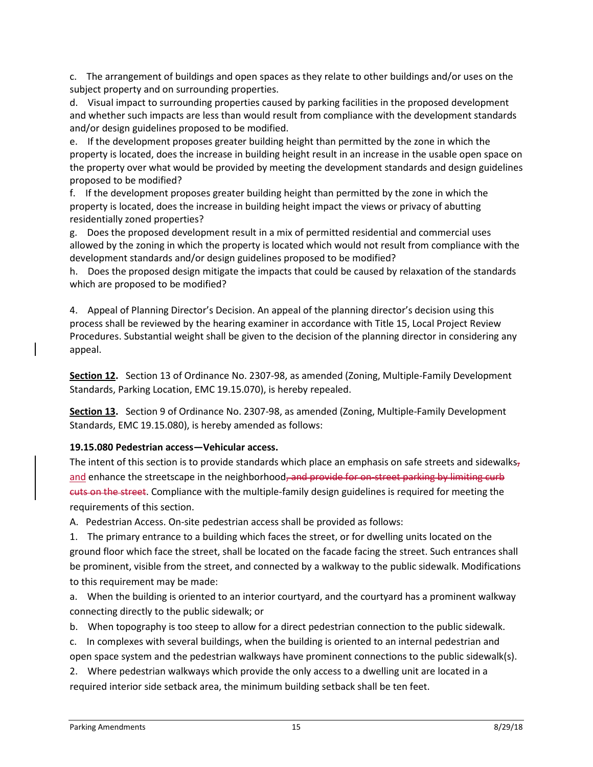c. The arrangement of buildings and open spaces as they relate to other buildings and/or uses on the subject property and on surrounding properties.

d. Visual impact to surrounding properties caused by parking facilities in the proposed development and whether such impacts are less than would result from compliance with the development standards and/or design guidelines proposed to be modified.

e. If the development proposes greater building height than permitted by the zone in which the property is located, does the increase in building height result in an increase in the usable open space on the property over what would be provided by meeting the development standards and design guidelines proposed to be modified?

f. If the development proposes greater building height than permitted by the zone in which the property is located, does the increase in building height impact the views or privacy of abutting residentially zoned properties?

g. Does the proposed development result in a mix of permitted residential and commercial uses allowed by the zoning in which the property is located which would not result from compliance with the development standards and/or design guidelines proposed to be modified?

h. Does the proposed design mitigate the impacts that could be caused by relaxation of the standards which are proposed to be modified?

4. Appeal of Planning Director's Decision. An appeal of the planning director's decision using this process shall be reviewed by the hearing examiner in accordance with Title 15, Local Project Review Procedures. Substantial weight shall be given to the decision of the planning director in considering any appeal.

**Section 12.** Section 13 of Ordinance No. 2307-98, as amended (Zoning, Multiple-Family Development Standards, Parking Location, EMC 19.15.070), is hereby repealed.

**Section 13.** Section 9 of Ordinance No. 2307-98, as amended (Zoning, Multiple-Family Development Standards, EMC 19.15.080), is hereby amended as follows:

**19.15.080 Pedestrian access—Vehicular access.**

The intent of this section is to provide standards which place an emphasis on safe streets and sidewalks~~,~~ and enhance the streetscape in the neighborhood~~, and provide for on-street parking by limiting curb cuts on the street~~. Compliance with the multiple-family design guidelines is required for meeting the requirements of this section.

A. Pedestrian Access. On-site pedestrian access shall be provided as follows:

1. The primary entrance to a building which faces the street, or for dwelling units located on the ground floor which face the street, shall be located on the facade facing the street. Such entrances shall be prominent, visible from the street, and connected by a walkway to the public sidewalk. Modifications to this requirement may be made:

a. When the building is oriented to an interior courtyard, and the courtyard has a prominent walkway connecting directly to the public sidewalk; or

b. When topography is too steep to allow for a direct pedestrian connection to the public sidewalk.

c. In complexes with several buildings, when the building is oriented to an internal pedestrian and open space system and the pedestrian walkways have prominent connections to the public sidewalk(s).

2. Where pedestrian walkways which provide the only access to a dwelling unit are located in a required interior side setback area, the minimum building setback shall be ten feet.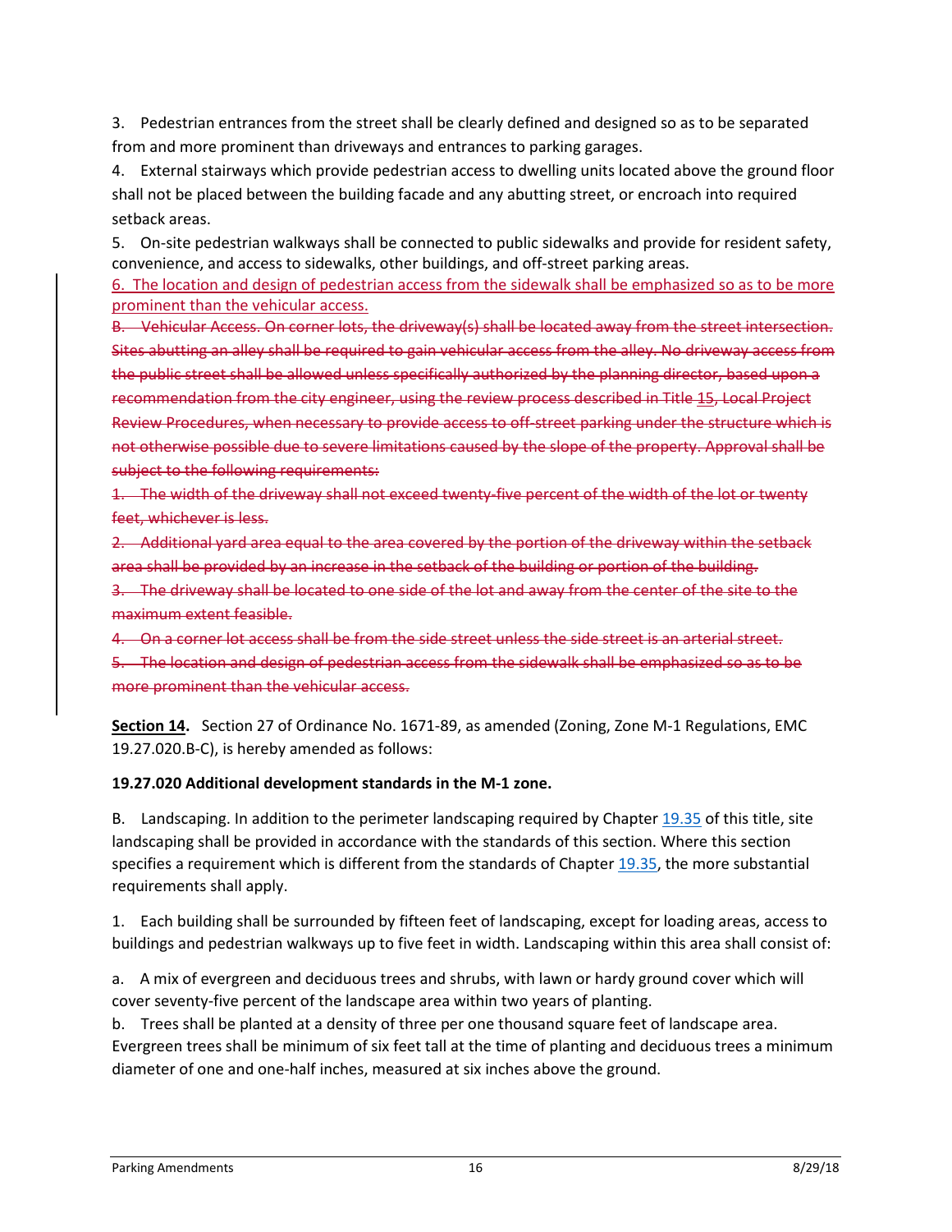3. Pedestrian entrances from the street shall be clearly defined and designed so as to be separated from and more prominent than driveways and entrances to parking garages.

4. External stairways which provide pedestrian access to dwelling units located above the ground floor shall not be placed between the building facade and any abutting street, or encroach into required setback areas.

5. On-site pedestrian walkways shall be connected to public sidewalks and provide for resident safety, convenience, and access to sidewalks, other buildings, and off-street parking areas.

<u>6. The location and design of pedestrian access from the sidewalk shall be emphasized so as to be more prominent than the vehicular access.</u>

~~B. Vehicular Access. On corner lots, the driveway(s) shall be located away from the street intersection. Sites abutting an alley shall be required to gain vehicular access from the alley. No driveway access from the public street shall be allowed unless specifically authorized by the planning director, based upon a recommendation from the city engineer, using the review process described in Title 15, Local Project Review Procedures, when necessary to provide access to off-street parking under the structure which is not otherwise possible due to severe limitations caused by the slope of the property. Approval shall be subject to the following requirements:~~

~~1. The width of the driveway shall not exceed twenty-five percent of the width of the lot or twenty feet, whichever is less.~~

~~2. Additional yard area equal to the area covered by the portion of the driveway within the setback area shall be provided by an increase in the setback of the building or portion of the building.~~

~~3. The driveway shall be located to one side of the lot and away from the center of the site to the maximum extent feasible.~~

~~4. On a corner lot access shall be from the side street unless the side street is an arterial street.~~

~~5. The location and design of pedestrian access from the sidewalk shall be emphasized so as to be more prominent than the vehicular access.~~

**<u>Section 14</u>.** Section 27 of Ordinance No. 1671-89, as amended (Zoning, Zone M-1 Regulations, EMC 19.27.020.B-C), is hereby amended as follows:

**19.27.020 Additional development standards in the M-1 zone.**

B. Landscaping. In addition to the perimeter landscaping required by Chapter 19.35 of this title, site landscaping shall be provided in accordance with the standards of this section. Where this section specifies a requirement which is different from the standards of Chapter 19.35, the more substantial requirements shall apply.

1. Each building shall be surrounded by fifteen feet of landscaping, except for loading areas, access to buildings and pedestrian walkways up to five feet in width. Landscaping within this area shall consist of:

a. A mix of evergreen and deciduous trees and shrubs, with lawn or hardy ground cover which will cover seventy-five percent of the landscape area within two years of planting.

b. Trees shall be planted at a density of three per one thousand square feet of landscape area. Evergreen trees shall be minimum of six feet tall at the time of planting and deciduous trees a minimum diameter of one and one-half inches, measured at six inches above the ground.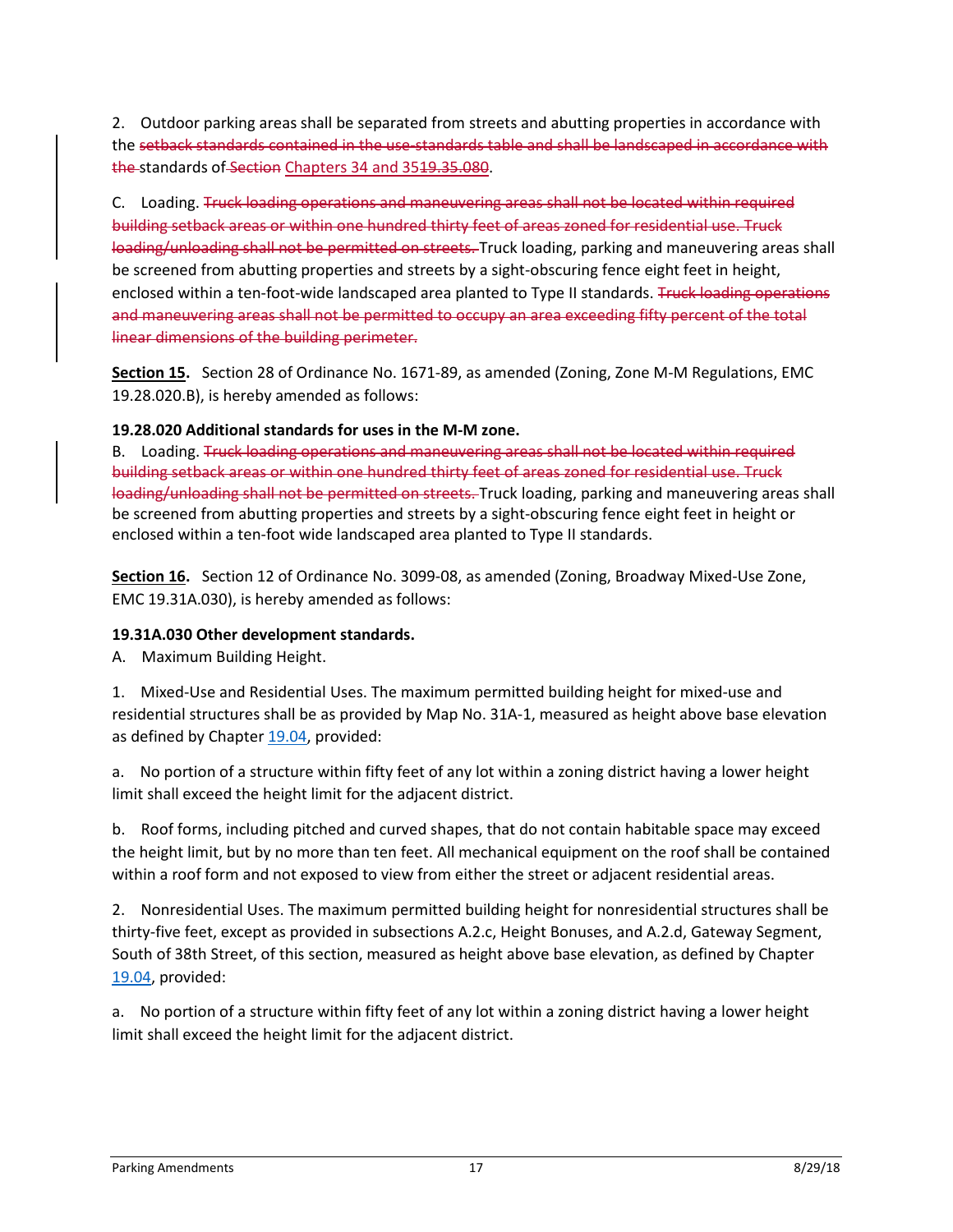2. Outdoor parking areas shall be separated from streets and abutting properties in accordance with the ~~setback standards contained in the use-standards table and shall be landscaped in accordance with the~~ standards of ~~Section~~ Chapters 34 and 35~~19.35.080~~.

C. Loading. ~~Truck loading operations and maneuvering areas shall not be located within required building setback areas or within one hundred thirty feet of areas zoned for residential use. Truck loading/unloading shall not be permitted on streets.~~ Truck loading, parking and maneuvering areas shall be screened from abutting properties and streets by a sight-obscuring fence eight feet in height, enclosed within a ten-foot-wide landscaped area planted to Type II standards. ~~Truck loading operations and maneuvering areas shall not be permitted to occupy an area exceeding fifty percent of the total linear dimensions of the building perimeter.~~

**Section 15.** Section 28 of Ordinance No. 1671-89, as amended (Zoning, Zone M-M Regulations, EMC 19.28.020.B), is hereby amended as follows:

**19.28.020 Additional standards for uses in the M-M zone.**

B. Loading. ~~Truck loading operations and maneuvering areas shall not be located within required building setback areas or within one hundred thirty feet of areas zoned for residential use. Truck loading/unloading shall not be permitted on streets.~~ Truck loading, parking and maneuvering areas shall be screened from abutting properties and streets by a sight-obscuring fence eight feet in height or enclosed within a ten-foot wide landscaped area planted to Type II standards.

**Section 16.** Section 12 of Ordinance No. 3099-08, as amended (Zoning, Broadway Mixed-Use Zone, EMC 19.31A.030), is hereby amended as follows:

**19.31A.030 Other development standards.**

A. Maximum Building Height.

1. Mixed-Use and Residential Uses. The maximum permitted building height for mixed-use and residential structures shall be as provided by Map No. 31A-1, measured as height above base elevation as defined by Chapter 19.04, provided:

a. No portion of a structure within fifty feet of any lot within a zoning district having a lower height limit shall exceed the height limit for the adjacent district.

b. Roof forms, including pitched and curved shapes, that do not contain habitable space may exceed the height limit, but by no more than ten feet. All mechanical equipment on the roof shall be contained within a roof form and not exposed to view from either the street or adjacent residential areas.

2. Nonresidential Uses. The maximum permitted building height for nonresidential structures shall be thirty-five feet, except as provided in subsections A.2.c, Height Bonuses, and A.2.d, Gateway Segment, South of 38th Street, of this section, measured as height above base elevation, as defined by Chapter 19.04, provided:

a. No portion of a structure within fifty feet of any lot within a zoning district having a lower height limit shall exceed the height limit for the adjacent district.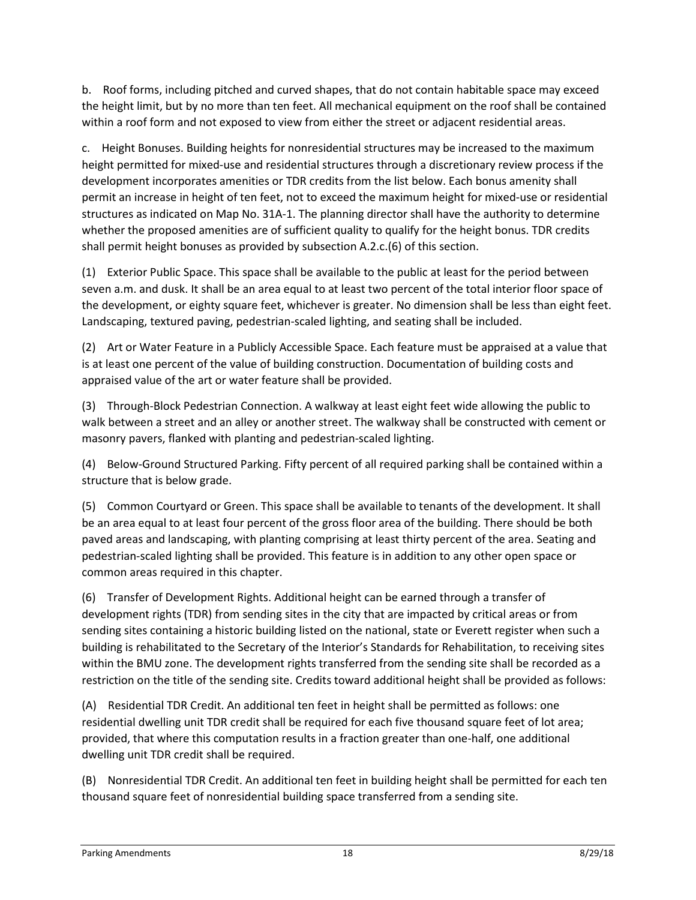b. Roof forms, including pitched and curved shapes, that do not contain habitable space may exceed the height limit, but by no more than ten feet. All mechanical equipment on the roof shall be contained within a roof form and not exposed to view from either the street or adjacent residential areas.

c. Height Bonuses. Building heights for nonresidential structures may be increased to the maximum height permitted for mixed-use and residential structures through a discretionary review process if the development incorporates amenities or TDR credits from the list below. Each bonus amenity shall permit an increase in height of ten feet, not to exceed the maximum height for mixed-use or residential structures as indicated on Map No. 31A-1. The planning director shall have the authority to determine whether the proposed amenities are of sufficient quality to qualify for the height bonus. TDR credits shall permit height bonuses as provided by subsection A.2.c.(6) of this section.

(1) Exterior Public Space. This space shall be available to the public at least for the period between seven a.m. and dusk. It shall be an area equal to at least two percent of the total interior floor space of the development, or eighty square feet, whichever is greater. No dimension shall be less than eight feet. Landscaping, textured paving, pedestrian-scaled lighting, and seating shall be included.

(2) Art or Water Feature in a Publicly Accessible Space. Each feature must be appraised at a value that is at least one percent of the value of building construction. Documentation of building costs and appraised value of the art or water feature shall be provided.

(3) Through-Block Pedestrian Connection. A walkway at least eight feet wide allowing the public to walk between a street and an alley or another street. The walkway shall be constructed with cement or masonry pavers, flanked with planting and pedestrian-scaled lighting.

(4) Below-Ground Structured Parking. Fifty percent of all required parking shall be contained within a structure that is below grade.

(5) Common Courtyard or Green. This space shall be available to tenants of the development. It shall be an area equal to at least four percent of the gross floor area of the building. There should be both paved areas and landscaping, with planting comprising at least thirty percent of the area. Seating and pedestrian-scaled lighting shall be provided. This feature is in addition to any other open space or common areas required in this chapter.

(6) Transfer of Development Rights. Additional height can be earned through a transfer of development rights (TDR) from sending sites in the city that are impacted by critical areas or from sending sites containing a historic building listed on the national, state or Everett register when such a building is rehabilitated to the Secretary of the Interior's Standards for Rehabilitation, to receiving sites within the BMU zone. The development rights transferred from the sending site shall be recorded as a restriction on the title of the sending site. Credits toward additional height shall be provided as follows:

(A) Residential TDR Credit. An additional ten feet in height shall be permitted as follows: one residential dwelling unit TDR credit shall be required for each five thousand square feet of lot area; provided, that where this computation results in a fraction greater than one-half, one additional dwelling unit TDR credit shall be required.

(B) Nonresidential TDR Credit. An additional ten feet in building height shall be permitted for each ten thousand square feet of nonresidential building space transferred from a sending site.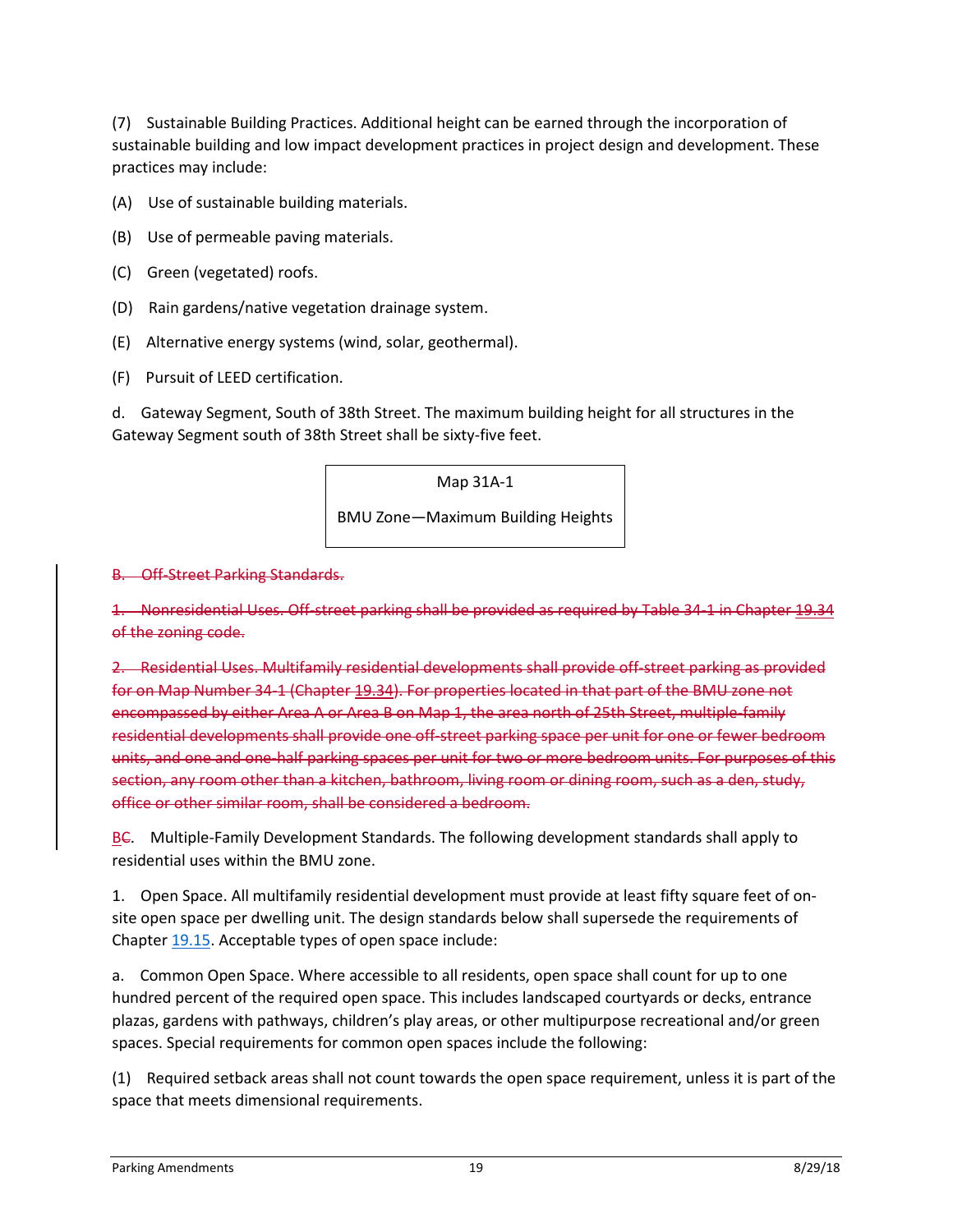(7) Sustainable Building Practices. Additional height can be earned through the incorporation of sustainable building and low impact development practices in project design and development. These practices may include:

(A) Use of sustainable building materials.

(B) Use of permeable paving materials.

(C) Green (vegetated) roofs.

(D) Rain gardens/native vegetation drainage system.

(E) Alternative energy systems (wind, solar, geothermal).

(F) Pursuit of LEED certification.

d. Gateway Segment, South of 38th Street. The maximum building height for all structures in the Gateway Segment south of 38th Street shall be sixty-five feet.

| Map 31A-1 |
|---|
| BMU Zone—Maximum Building Heights |

~~B. Off-Street Parking Standards.~~

~~1. Nonresidential Uses. Off-street parking shall be provided as required by Table 34-1 in Chapter 19.34 of the zoning code.~~

~~2. Residential Uses. Multifamily residential developments shall provide off-street parking as provided for on Map Number 34-1 (Chapter 19.34). For properties located in that part of the BMU zone not encompassed by either Area A or Area B on Map 1, the area north of 25th Street, multiple-family residential developments shall provide one off-street parking space per unit for one or fewer bedroom units, and one and one-half parking spaces per unit for two or more bedroom units. For purposes of this section, any room other than a kitchen, bathroom, living room or dining room, such as a den, study, office or other similar room, shall be considered a bedroom.~~

B~~C~~. Multiple-Family Development Standards. The following development standards shall apply to residential uses within the BMU zone.

1. Open Space. All multifamily residential development must provide at least fifty square feet of on-site open space per dwelling unit. The design standards below shall supersede the requirements of Chapter 19.15. Acceptable types of open space include:

a. Common Open Space. Where accessible to all residents, open space shall count for up to one hundred percent of the required open space. This includes landscaped courtyards or decks, entrance plazas, gardens with pathways, children's play areas, or other multipurpose recreational and/or green spaces. Special requirements for common open spaces include the following:

(1) Required setback areas shall not count towards the open space requirement, unless it is part of the space that meets dimensional requirements.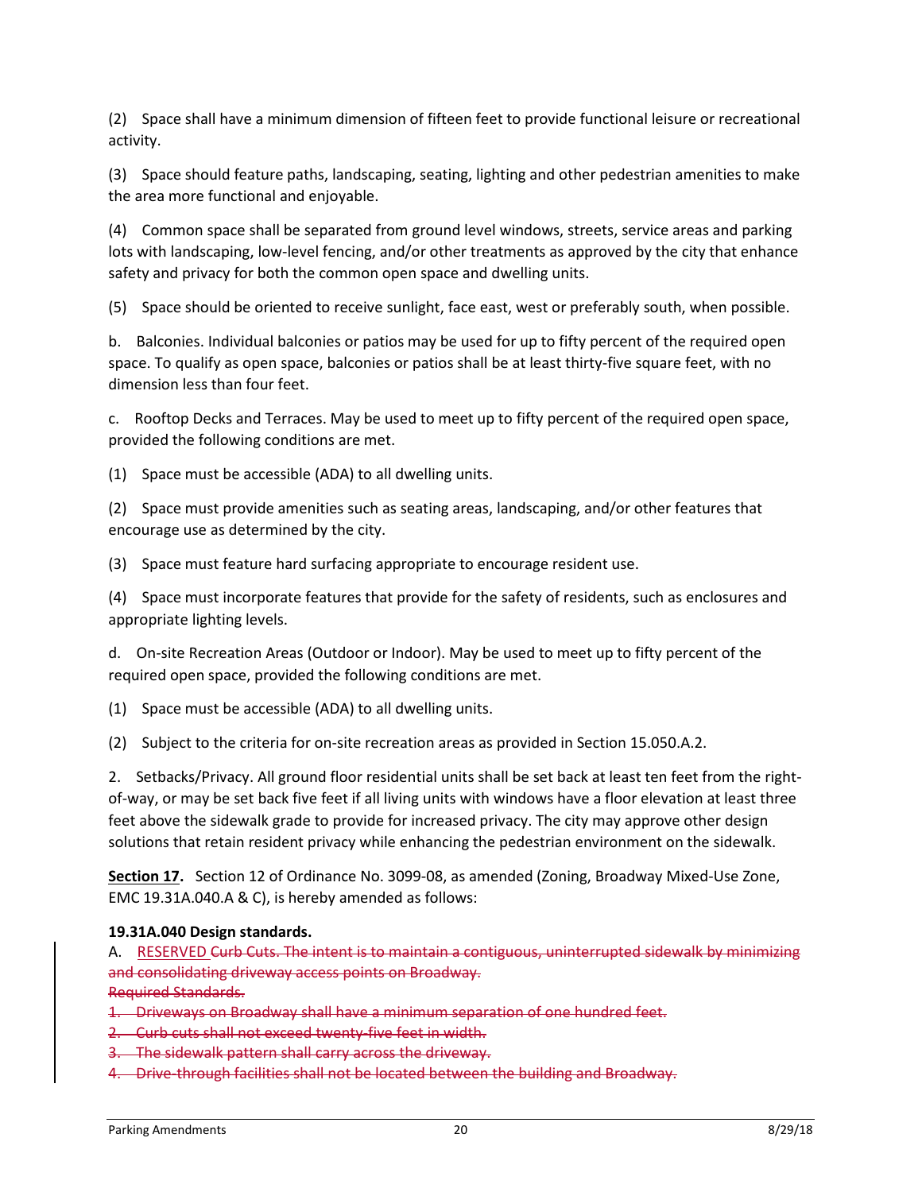(2) Space shall have a minimum dimension of fifteen feet to provide functional leisure or recreational activity.

(3) Space should feature paths, landscaping, seating, lighting and other pedestrian amenities to make the area more functional and enjoyable.

(4) Common space shall be separated from ground level windows, streets, service areas and parking lots with landscaping, low-level fencing, and/or other treatments as approved by the city that enhance safety and privacy for both the common open space and dwelling units.

(5) Space should be oriented to receive sunlight, face east, west or preferably south, when possible.

b. Balconies. Individual balconies or patios may be used for up to fifty percent of the required open space. To qualify as open space, balconies or patios shall be at least thirty-five square feet, with no dimension less than four feet.

c. Rooftop Decks and Terraces. May be used to meet up to fifty percent of the required open space, provided the following conditions are met.

(1) Space must be accessible (ADA) to all dwelling units.

(2) Space must provide amenities such as seating areas, landscaping, and/or other features that encourage use as determined by the city.

(3) Space must feature hard surfacing appropriate to encourage resident use.

(4) Space must incorporate features that provide for the safety of residents, such as enclosures and appropriate lighting levels.

d. On-site Recreation Areas (Outdoor or Indoor). May be used to meet up to fifty percent of the required open space, provided the following conditions are met.

(1) Space must be accessible (ADA) to all dwelling units.

(2) Subject to the criteria for on-site recreation areas as provided in Section 15.050.A.2.

2. Setbacks/Privacy. All ground floor residential units shall be set back at least ten feet from the right-of-way, or may be set back five feet if all living units with windows have a floor elevation at least three feet above the sidewalk grade to provide for increased privacy. The city may approve other design solutions that retain resident privacy while enhancing the pedestrian environment on the sidewalk.

**Section 17.** Section 12 of Ordinance No. 3099-08, as amended (Zoning, Broadway Mixed-Use Zone, EMC 19.31A.040.A & C), is hereby amended as follows:

**19.31A.040 Design standards.**

A. <u>RESERVED</u> ~~Curb Cuts. The intent is to maintain a contiguous, uninterrupted sidewalk by minimizing and consolidating driveway access points on Broadway.~~

~~Required Standards.~~

~~1. Driveways on Broadway shall have a minimum separation of one hundred feet.~~

~~2. Curb cuts shall not exceed twenty-five feet in width.~~

~~3. The sidewalk pattern shall carry across the driveway.~~

~~4. Drive-through facilities shall not be located between the building and Broadway.~~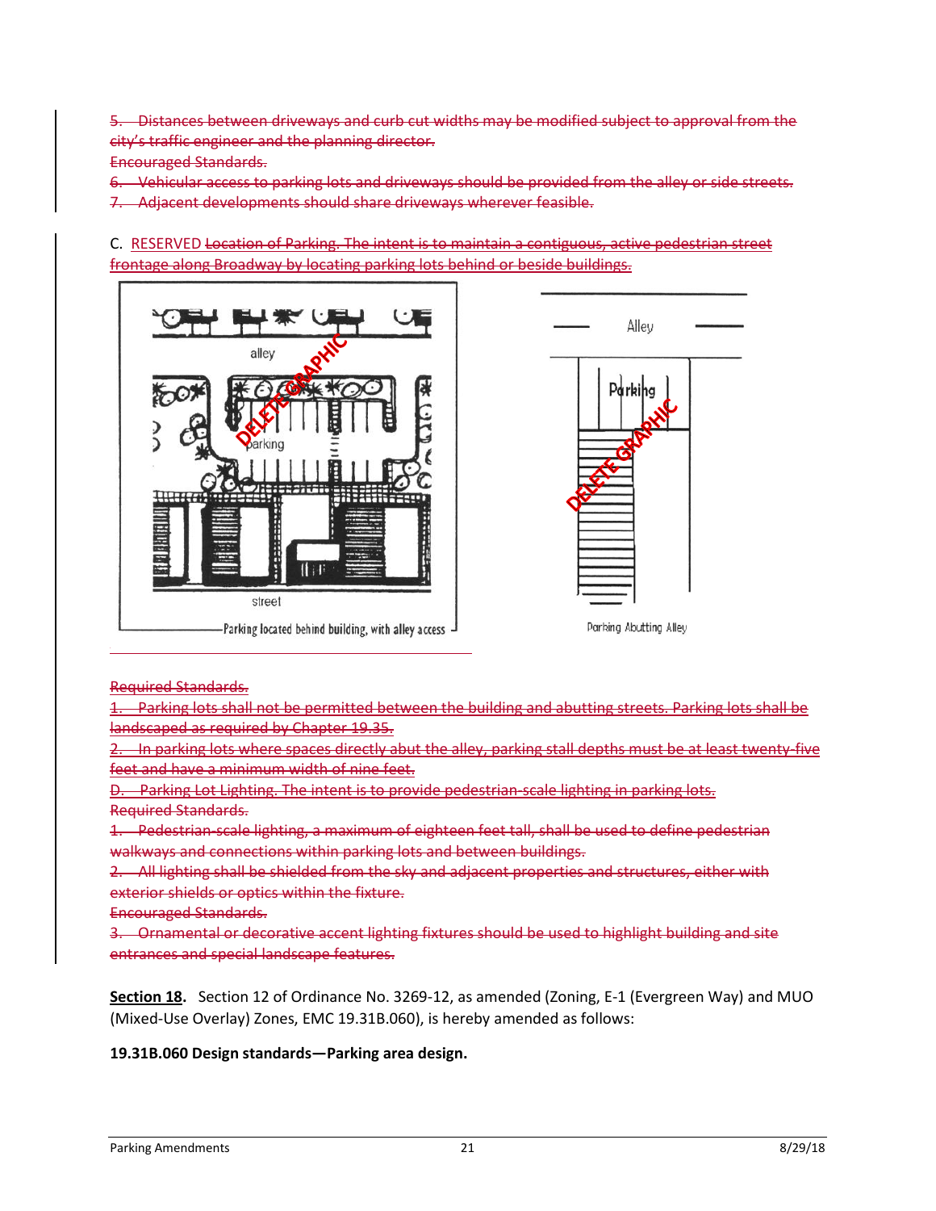~~5. Distances between driveways and curb cut widths may be modified subject to approval from the city's traffic engineer and the planning director.~~

~~Encouraged Standards.~~

~~6. Vehicular access to parking lots and driveways should be provided from the alley or side streets.~~

~~7. Adjacent developments should share driveways wherever feasible.~~

C. RESERVED ~~Location of Parking. The intent is to maintain a contiguous, active pedestrian street frontage along Broadway by locating parking lots behind or beside buildings.~~

DELETE GRAPHIC — Parking located behind building, with alley access

DELETE GRAPHIC — Parking Abutting Alley

~~Required Standards.~~

~~1. Parking lots shall not be permitted between the building and abutting streets. Parking lots shall be landscaped as required by Chapter 19.35.~~

~~2. In parking lots where spaces directly abut the alley, parking stall depths must be at least twenty-five feet and have a minimum width of nine feet.~~

~~D. Parking Lot Lighting. The intent is to provide pedestrian-scale lighting in parking lots.~~

~~Required Standards.~~

~~1. Pedestrian-scale lighting, a maximum of eighteen feet tall, shall be used to define pedestrian walkways and connections within parking lots and between buildings.~~

~~2. All lighting shall be shielded from the sky and adjacent properties and structures, either with exterior shields or optics within the fixture.~~

~~Encouraged Standards.~~

~~3. Ornamental or decorative accent lighting fixtures should be used to highlight building and site entrances and special landscape features.~~

**Section 18.** Section 12 of Ordinance No. 3269-12, as amended (Zoning, E-1 (Evergreen Way) and MUO (Mixed-Use Overlay) Zones, EMC 19.31B.060), is hereby amended as follows:

**19.31B.060 Design standards—Parking area design.**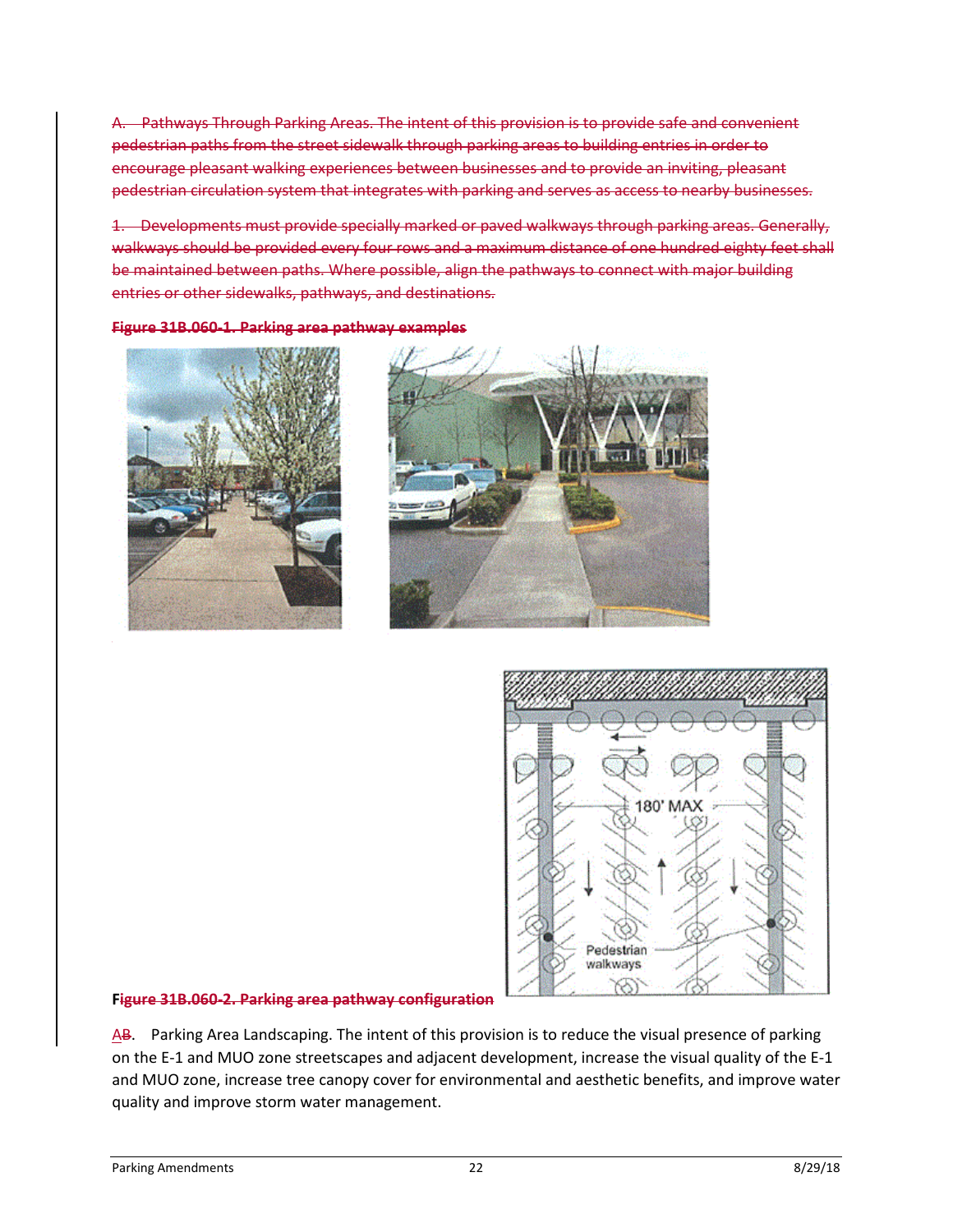~~A. Pathways Through Parking Areas. The intent of this provision is to provide safe and convenient pedestrian paths from the street sidewalk through parking areas to building entries in order to encourage pleasant walking experiences between businesses and to provide an inviting, pleasant pedestrian circulation system that integrates with parking and serves as access to nearby businesses.~~

~~1. Developments must provide specially marked or paved walkways through parking areas. Generally, walkways should be provided every four rows and a maximum distance of one hundred eighty feet shall be maintained between paths. Where possible, align the pathways to connect with major building entries or other sidewalks, pathways, and destinations.~~

~~**Figure 31B.060-1. Parking area pathway examples**~~

**F~~igure 31B.060-2. Parking area pathway configuration~~**

A~~B~~. Parking Area Landscaping. The intent of this provision is to reduce the visual presence of parking on the E-1 and MUO zone streetscapes and adjacent development, increase the visual quality of the E-1 and MUO zone, increase tree canopy cover for environmental and aesthetic benefits, and improve water quality and improve storm water management.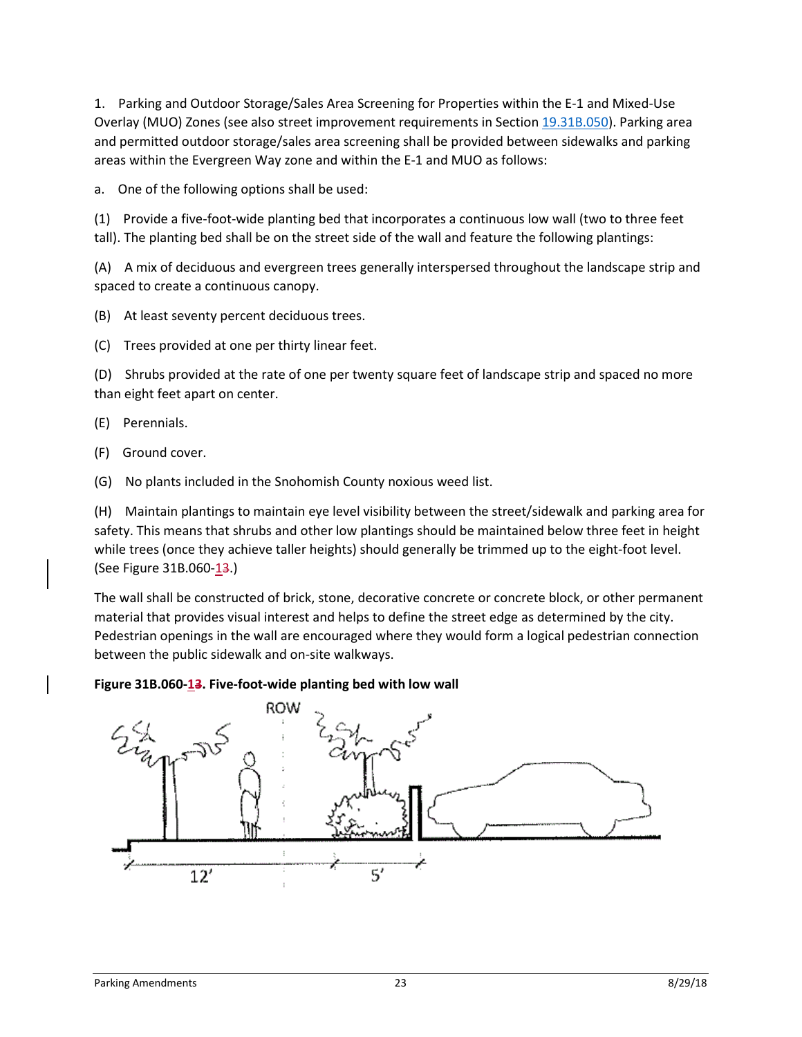1. Parking and Outdoor Storage/Sales Area Screening for Properties within the E-1 and Mixed-Use Overlay (MUO) Zones (see also street improvement requirements in Section 19.31B.050). Parking area and permitted outdoor storage/sales area screening shall be provided between sidewalks and parking areas within the Evergreen Way zone and within the E-1 and MUO as follows:

a. One of the following options shall be used:

(1) Provide a five-foot-wide planting bed that incorporates a continuous low wall (two to three feet tall). The planting bed shall be on the street side of the wall and feature the following plantings:

(A) A mix of deciduous and evergreen trees generally interspersed throughout the landscape strip and spaced to create a continuous canopy.

(B) At least seventy percent deciduous trees.

(C) Trees provided at one per thirty linear feet.

(D) Shrubs provided at the rate of one per twenty square feet of landscape strip and spaced no more than eight feet apart on center.

(E) Perennials.

(F) Ground cover.

(G) No plants included in the Snohomish County noxious weed list.

(H) Maintain plantings to maintain eye level visibility between the street/sidewalk and parking area for safety. This means that shrubs and other low plantings should be maintained below three feet in height while trees (once they achieve taller heights) should generally be trimmed up to the eight-foot level. (See Figure 31B.060-~~3~~1.)

The wall shall be constructed of brick, stone, decorative concrete or concrete block, or other permanent material that provides visual interest and helps to define the street edge as determined by the city. Pedestrian openings in the wall are encouraged where they would form a logical pedestrian connection between the public sidewalk and on-site walkways.

**Figure 31B.060-~~3~~1. Five-foot-wide planting bed with low wall**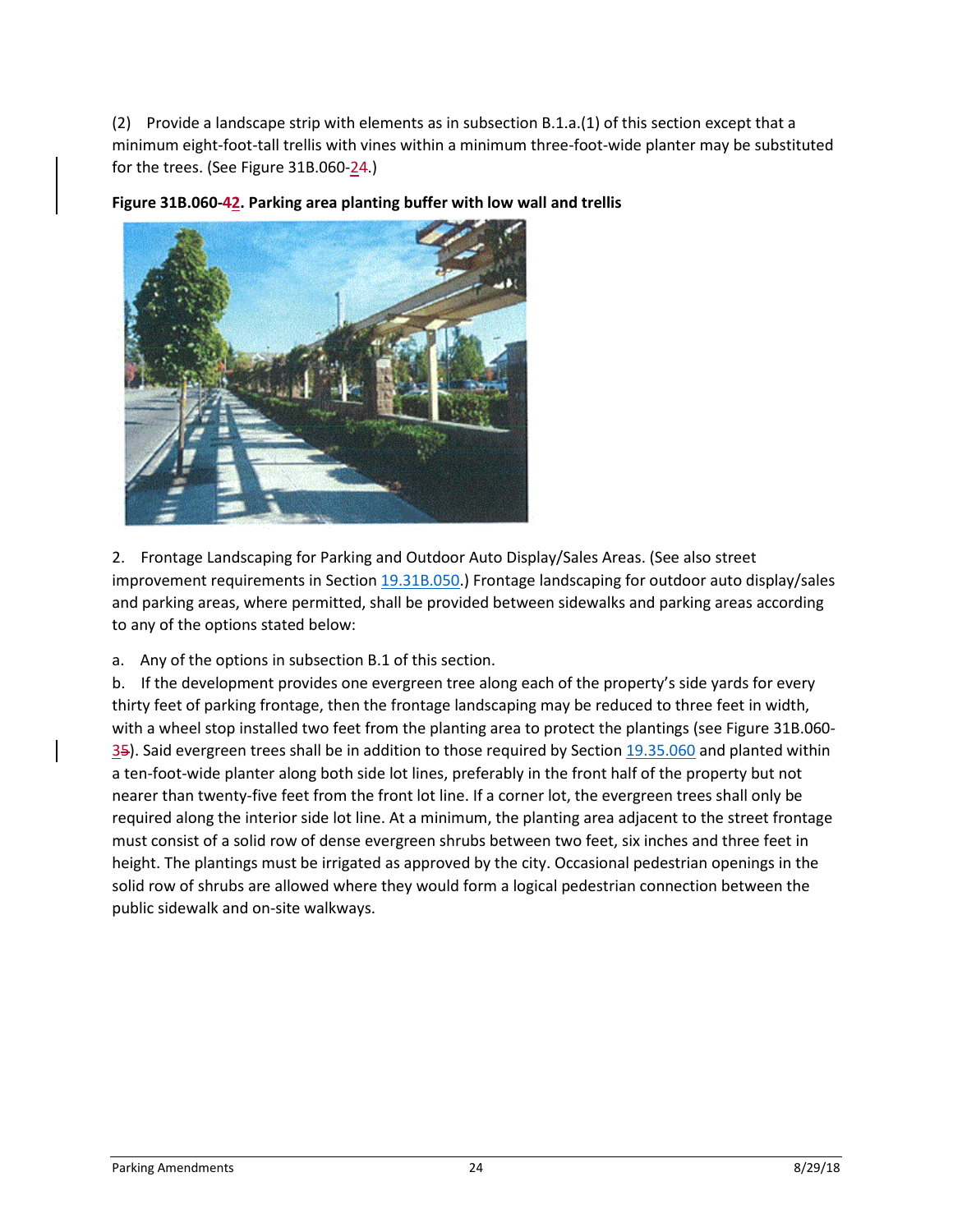(2) Provide a landscape strip with elements as in subsection B.1.a.(1) of this section except that a minimum eight-foot-tall trellis with vines within a minimum three-foot-wide planter may be substituted for the trees. (See Figure 31B.060-2~~4~~.)

**Figure 31B.060-~~4~~2. Parking area planting buffer with low wall and trellis**

2. Frontage Landscaping for Parking and Outdoor Auto Display/Sales Areas. (See also street improvement requirements in Section 19.31B.050.) Frontage landscaping for outdoor auto display/sales and parking areas, where permitted, shall be provided between sidewalks and parking areas according to any of the options stated below:

a. Any of the options in subsection B.1 of this section.

b. If the development provides one evergreen tree along each of the property's side yards for every thirty feet of parking frontage, then the frontage landscaping may be reduced to three feet in width, with a wheel stop installed two feet from the planting area to protect the plantings (see Figure 31B.060-3~~5~~). Said evergreen trees shall be in addition to those required by Section 19.35.060 and planted within a ten-foot-wide planter along both side lot lines, preferably in the front half of the property but not nearer than twenty-five feet from the front lot line. If a corner lot, the evergreen trees shall only be required along the interior side lot line. At a minimum, the planting area adjacent to the street frontage must consist of a solid row of dense evergreen shrubs between two feet, six inches and three feet in height. The plantings must be irrigated as approved by the city. Occasional pedestrian openings in the solid row of shrubs are allowed where they would form a logical pedestrian connection between the public sidewalk and on-site walkways.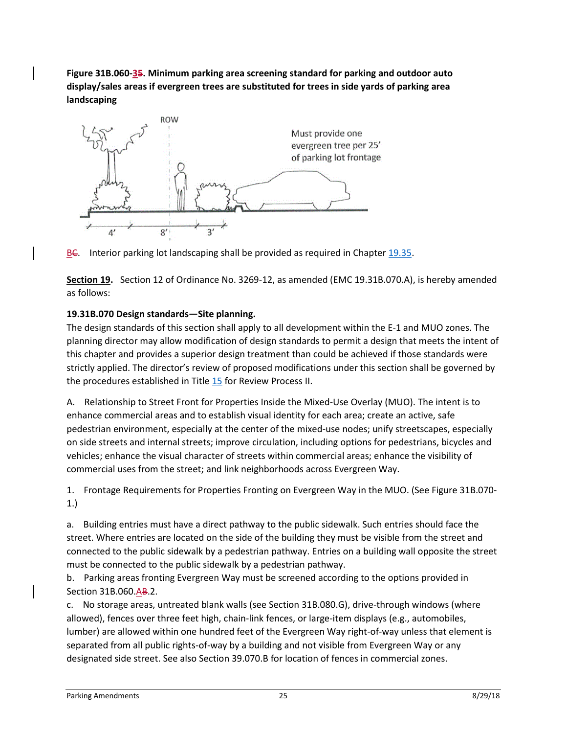**Figure 31B.060-~~3~~5. Minimum parking area screening standard for parking and outdoor auto display/sales areas if evergreen trees are substituted for trees in side yards of parking area landscaping**

ROW

Must provide one evergreen tree per 25' of parking lot frontage

4' 8' 3'

B~~C~~. Interior parking lot landscaping shall be provided as required in Chapter 19.35.

**Section 19.** Section 12 of Ordinance No. 3269-12, as amended (EMC 19.31B.070.A), is hereby amended as follows:

**19.31B.070 Design standards—Site planning.**

The design standards of this section shall apply to all development within the E-1 and MUO zones. The planning director may allow modification of design standards to permit a design that meets the intent of this chapter and provides a superior design treatment than could be achieved if those standards were strictly applied. The director's review of proposed modifications under this section shall be governed by the procedures established in Title 15 for Review Process II.

A. Relationship to Street Front for Properties Inside the Mixed-Use Overlay (MUO). The intent is to enhance commercial areas and to establish visual identity for each area; create an active, safe pedestrian environment, especially at the center of the mixed-use nodes; unify streetscapes, especially on side streets and internal streets; improve circulation, including options for pedestrians, bicycles and vehicles; enhance the visual character of streets within commercial areas; enhance the visibility of commercial uses from the street; and link neighborhoods across Evergreen Way.

1. Frontage Requirements for Properties Fronting on Evergreen Way in the MUO. (See Figure 31B.070-1.)

a. Building entries must have a direct pathway to the public sidewalk. Such entries should face the street. Where entries are located on the side of the building they must be visible from the street and connected to the public sidewalk by a pedestrian pathway. Entries on a building wall opposite the street must be connected to the public sidewalk by a pedestrian pathway.

b. Parking areas fronting Evergreen Way must be screened according to the options provided in Section 31B.060.A~~B~~.2.

c. No storage areas, untreated blank walls (see Section 31B.080.G), drive-through windows (where allowed), fences over three feet high, chain-link fences, or large-item displays (e.g., automobiles, lumber) are allowed within one hundred feet of the Evergreen Way right-of-way unless that element is separated from all public rights-of-way by a building and not visible from Evergreen Way or any designated side street. See also Section 39.070.B for location of fences in commercial zones.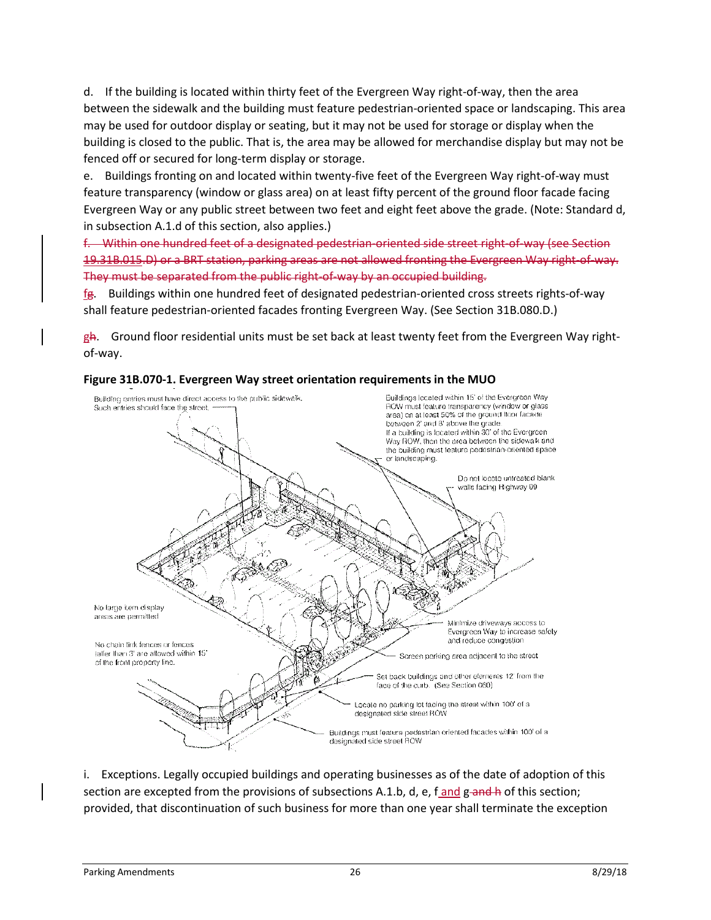d. If the building is located within thirty feet of the Evergreen Way right-of-way, then the area between the sidewalk and the building must feature pedestrian-oriented space or landscaping. This area may be used for outdoor display or seating, but it may not be used for storage or display when the building is closed to the public. That is, the area may be allowed for merchandise display but may not be fenced off or secured for long-term display or storage.

e. Buildings fronting on and located within twenty-five feet of the Evergreen Way right-of-way must feature transparency (window or glass area) on at least fifty percent of the ground floor facade facing Evergreen Way or any public street between two feet and eight feet above the grade. (Note: Standard d, in subsection A.1.d of this section, also applies.)

~~f. Within one hundred feet of a designated pedestrian-oriented side street right-of-way (see Section 19.31B.015.D) or a BRT station, parking areas are not allowed fronting the Evergreen Way right-of-way. They must be separated from the public right-of-way by an occupied building.~~

f~~g~~. Buildings within one hundred feet of designated pedestrian-oriented cross streets rights-of-way shall feature pedestrian-oriented facades fronting Evergreen Way. (See Section 31B.080.D.)

g~~h~~. Ground floor residential units must be set back at least twenty feet from the Evergreen Way right-of-way.

**Figure 31B.070-1. Evergreen Way street orientation requirements in the MUO**

Building entries must have direct access to the public sidewalk. Such entries should face the street.

Buildings located within 15' of the Evergreen Way ROW must feature transparency (window or glass area) on at least 50% of the ground floor facade between 2' and 8' above the grade. If a building is located within 30' of the Evergreen Way ROW, then the area between the sidewalk and the building must feature pedestrian-oriented space or landscaping.

Do not locate untreated blank walls facing Highway 99

No large item display areas are permitted

Minimize driveways access to Evergreen Way to increase safety and reduce congestion

No chain link fences or fences taller than 3' are allowed within 15' of the front property line.

Screen parking area adjacent to the street

Set back buildings and other elements 12' from the face of the curb. (See Section 080)

Locate no parking lot facing the street within 100' of a designated side street ROW

Buildings must feature pedestrian oriented facades within 100' of a designated side street ROW

i. Exceptions. Legally occupied buildings and operating businesses as of the date of adoption of this section are excepted from the provisions of subsections A.1.b, d, e, f and g ~~and h~~ of this section; provided, that discontinuation of such business for more than one year shall terminate the exception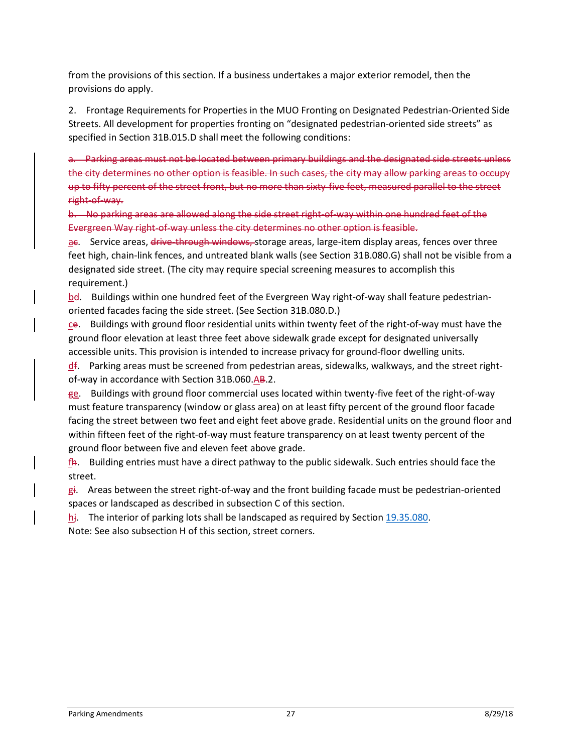from the provisions of this section. If a business undertakes a major exterior remodel, then the provisions do apply.

2. Frontage Requirements for Properties in the MUO Fronting on Designated Pedestrian-Oriented Side Streets. All development for properties fronting on "designated pedestrian-oriented side streets" as specified in Section 31B.015.D shall meet the following conditions:

~~a. Parking areas must not be located between primary buildings and the designated side streets unless the city determines no other option is feasible. In such cases, the city may allow parking areas to occupy up to fifty percent of the street front, but no more than sixty-five feet, measured parallel to the street right-of-way.~~

~~b. No parking areas are allowed along the side street right-of-way within one hundred feet of the Evergreen Way right-of-way unless the city determines no other option is feasible.~~

a~~c~~. Service areas, ~~drive-through windows,~~ storage areas, large-item display areas, fences over three feet high, chain-link fences, and untreated blank walls (see Section 31B.080.G) shall not be visible from a designated side street. (The city may require special screening measures to accomplish this requirement.)

b~~d~~. Buildings within one hundred feet of the Evergreen Way right-of-way shall feature pedestrian-oriented facades facing the side street. (See Section 31B.080.D.)

c~~e~~. Buildings with ground floor residential units within twenty feet of the right-of-way must have the ground floor elevation at least three feet above sidewalk grade except for designated universally accessible units. This provision is intended to increase privacy for ground-floor dwelling units.

d~~f~~. Parking areas must be screened from pedestrian areas, sidewalks, walkways, and the street right-of-way in accordance with Section 31B.060.A~~B~~.2.

~~g~~e. Buildings with ground floor commercial uses located within twenty-five feet of the right-of-way must feature transparency (window or glass area) on at least fifty percent of the ground floor facade facing the street between two feet and eight feet above grade. Residential units on the ground floor and within fifteen feet of the right-of-way must feature transparency on at least twenty percent of the ground floor between five and eleven feet above grade.

f~~h~~. Building entries must have a direct pathway to the public sidewalk. Such entries should face the street.

g~~i~~. Areas between the street right-of-way and the front building facade must be pedestrian-oriented spaces or landscaped as described in subsection C of this section.

h~~j~~. The interior of parking lots shall be landscaped as required by Section [19.35.080](19.35.080).

Note: See also subsection H of this section, street corners.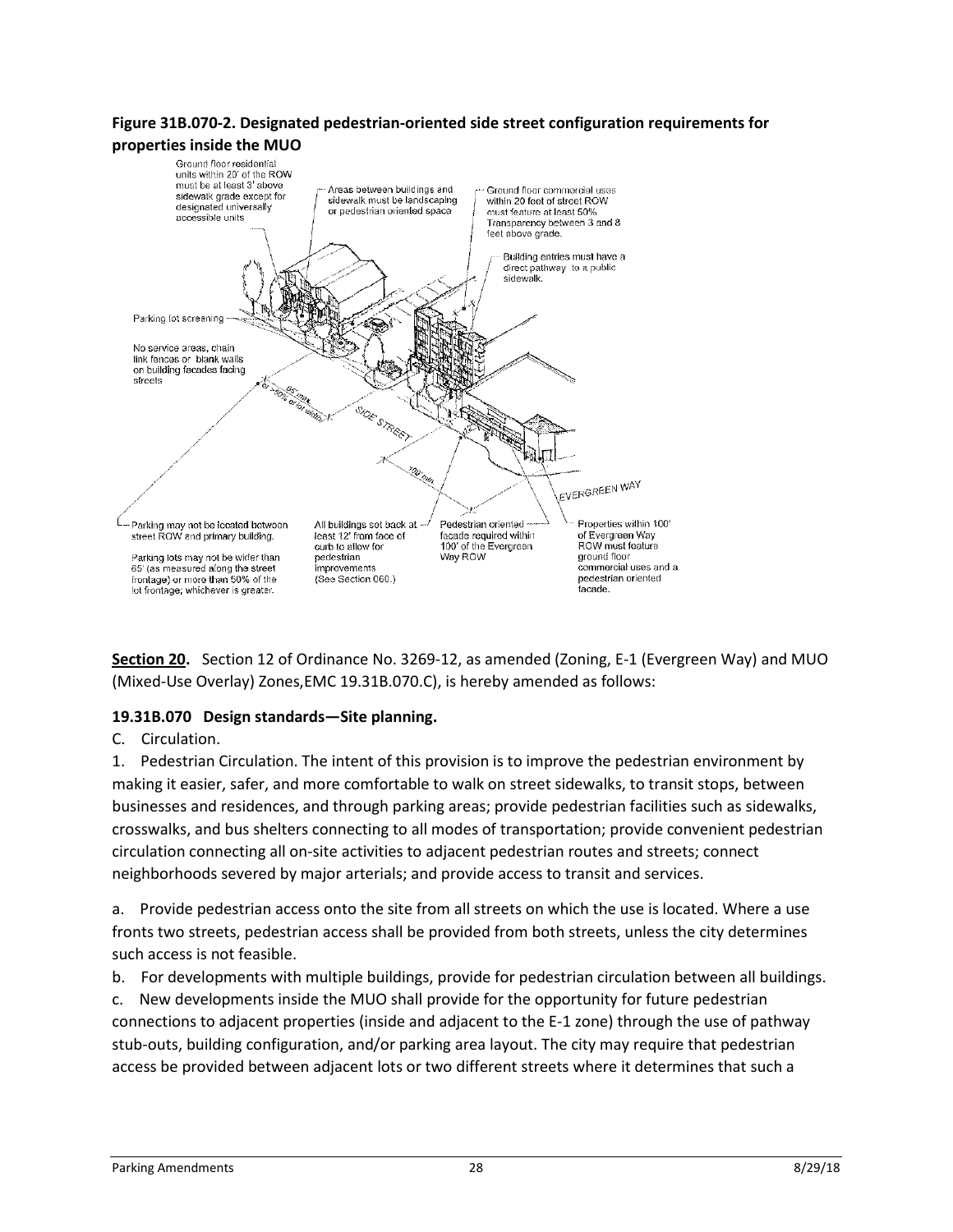**Figure 31B.070-2. Designated pedestrian-oriented side street configuration requirements for properties inside the MUO**

Ground floor residential units within 20' of the ROW must be at least 3' above sidewalk grade except for designated universally accessible units

Areas between buildings and sidewalk must be landscaping or pedestrian oriented space

Ground floor commercial uses within 20 feet of street ROW must feature at least 50% Transparency between 3 and 8 feet above grade.

Building entries must have a direct pathway to a public sidewalk.

Parking lot screening

No service areas, chain link fences or blank walls on building facades facing streets

65' max. or >50% of lot width

SIDE STREET

100' min.

EVERGREEN WAY

Parking may not be located between street ROW and primary building.

Parking lots may not be wider than 65' (as measured along the street frontage) or more than 50% of the lot frontage; whichever is greater.

All buildings set back at least 12' from face of curb to allow for pedestrian improvements (See Section 060.)

Pedestrian oriented facade required within 100' of the Evergreen Way ROW

Properties within 100' of Evergreen Way ROW must feature ground floor commercial uses and a pedestrian oriented facade.

**Section 20.** Section 12 of Ordinance No. 3269-12, as amended (Zoning, E-1 (Evergreen Way) and MUO (Mixed-Use Overlay) Zones,EMC 19.31B.070.C), is hereby amended as follows:

**19.31B.070 Design standards—Site planning.**

C. Circulation.

1. Pedestrian Circulation. The intent of this provision is to improve the pedestrian environment by making it easier, safer, and more comfortable to walk on street sidewalks, to transit stops, between businesses and residences, and through parking areas; provide pedestrian facilities such as sidewalks, crosswalks, and bus shelters connecting to all modes of transportation; provide convenient pedestrian circulation connecting all on-site activities to adjacent pedestrian routes and streets; connect neighborhoods severed by major arterials; and provide access to transit and services.

a. Provide pedestrian access onto the site from all streets on which the use is located. Where a use fronts two streets, pedestrian access shall be provided from both streets, unless the city determines such access is not feasible.

b. For developments with multiple buildings, provide for pedestrian circulation between all buildings.

c. New developments inside the MUO shall provide for the opportunity for future pedestrian connections to adjacent properties (inside and adjacent to the E-1 zone) through the use of pathway stub-outs, building configuration, and/or parking area layout. The city may require that pedestrian access be provided between adjacent lots or two different streets where it determines that such a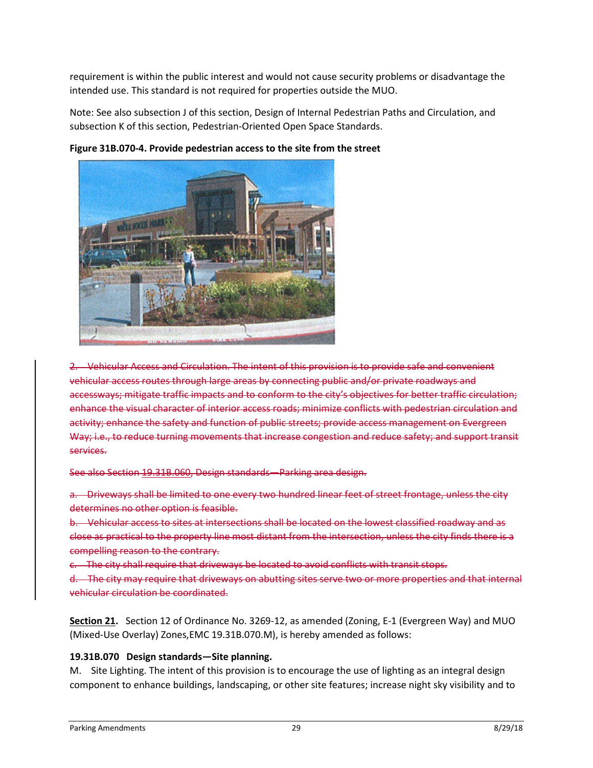requirement is within the public interest and would not cause security problems or disadvantage the intended use. This standard is not required for properties outside the MUO.

Note: See also subsection J of this section, Design of Internal Pedestrian Paths and Circulation, and subsection K of this section, Pedestrian-Oriented Open Space Standards.

**Figure 31B.070-4. Provide pedestrian access to the site from the street**

~~2. Vehicular Access and Circulation. The intent of this provision is to provide safe and convenient vehicular access routes through large areas by connecting public and/or private roadways and accessways; mitigate traffic impacts and to conform to the city's objectives for better traffic circulation; enhance the visual character of interior access roads; minimize conflicts with pedestrian circulation and activity; enhance the safety and function of public streets; provide access management on Evergreen Way; i.e., to reduce turning movements that increase congestion and reduce safety; and support transit services.~~

~~See also Section 19.31B.060, Design standards—Parking area design.~~

~~a. Driveways shall be limited to one every two hundred linear feet of street frontage, unless the city determines no other option is feasible.~~

~~b. Vehicular access to sites at intersections shall be located on the lowest classified roadway and as close as practical to the property line most distant from the intersection, unless the city finds there is a compelling reason to the contrary.~~

~~c. The city shall require that driveways be located to avoid conflicts with transit stops.~~

~~d. The city may require that driveways on abutting sites serve two or more properties and that internal vehicular circulation be coordinated.~~

**Section 21.** Section 12 of Ordinance No. 3269-12, as amended (Zoning, E-1 (Evergreen Way) and MUO (Mixed-Use Overlay) Zones,EMC 19.31B.070.M), is hereby amended as follows:

**19.31B.070 Design standards—Site planning.**

M. Site Lighting. The intent of this provision is to encourage the use of lighting as an integral design component to enhance buildings, landscaping, or other site features; increase night sky visibility and to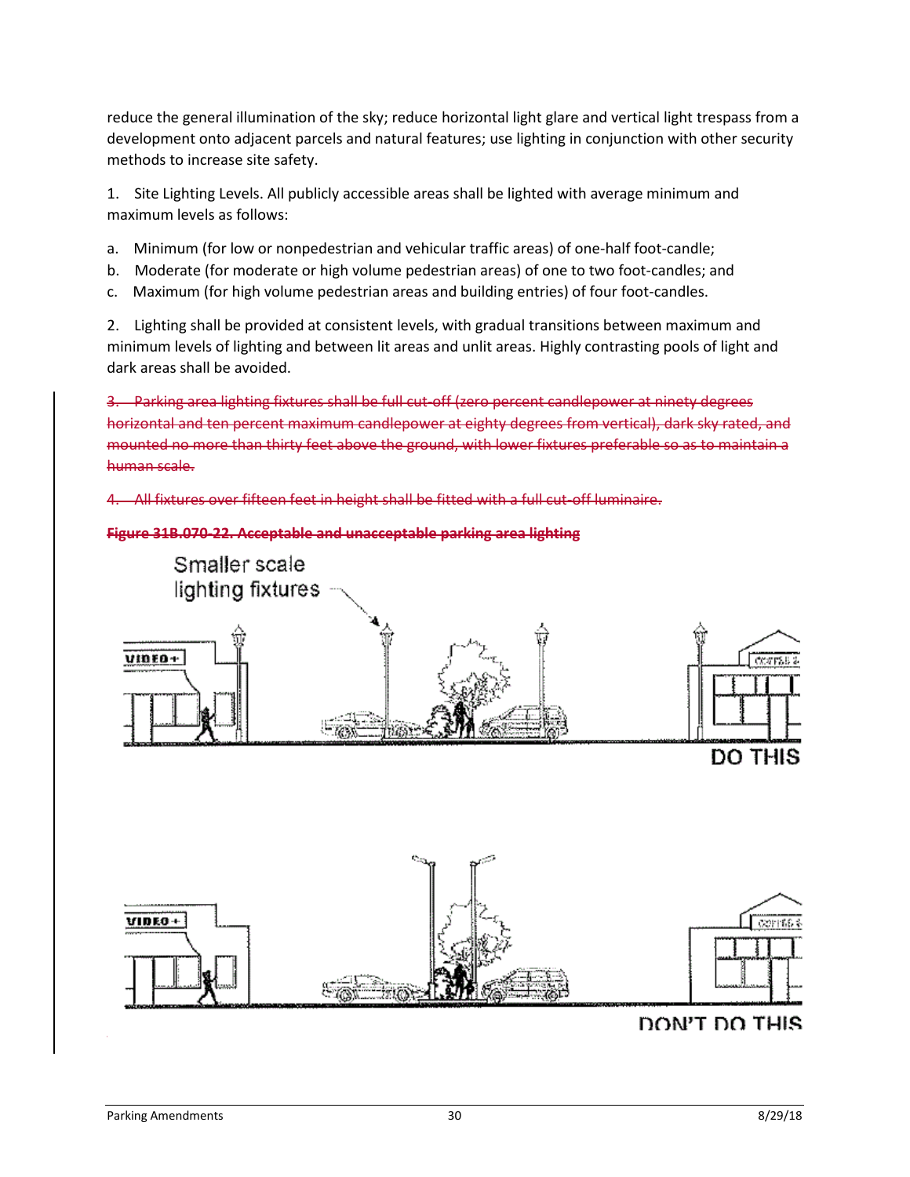reduce the general illumination of the sky; reduce horizontal light glare and vertical light trespass from a development onto adjacent parcels and natural features; use lighting in conjunction with other security methods to increase site safety.

1. Site Lighting Levels. All publicly accessible areas shall be lighted with average minimum and maximum levels as follows:

a. Minimum (for low or nonpedestrian and vehicular traffic areas) of one-half foot-candle;
b. Moderate (for moderate or high volume pedestrian areas) of one to two foot-candles; and
c. Maximum (for high volume pedestrian areas and building entries) of four foot-candles.

2. Lighting shall be provided at consistent levels, with gradual transitions between maximum and minimum levels of lighting and between lit areas and unlit areas. Highly contrasting pools of light and dark areas shall be avoided.

~~3. Parking area lighting fixtures shall be full cut-off (zero percent candlepower at ninety degrees horizontal and ten percent maximum candlepower at eighty degrees from vertical), dark sky rated, and mounted no more than thirty feet above the ground, with lower fixtures preferable so as to maintain a human scale.~~

~~4. All fixtures over fifteen feet in height shall be fitted with a full cut-off luminaire.~~

~~**Figure 31B.070-22. Acceptable and unacceptable parking area lighting**~~

Smaller scale lighting fixtures

DO THIS

DON'T DO THIS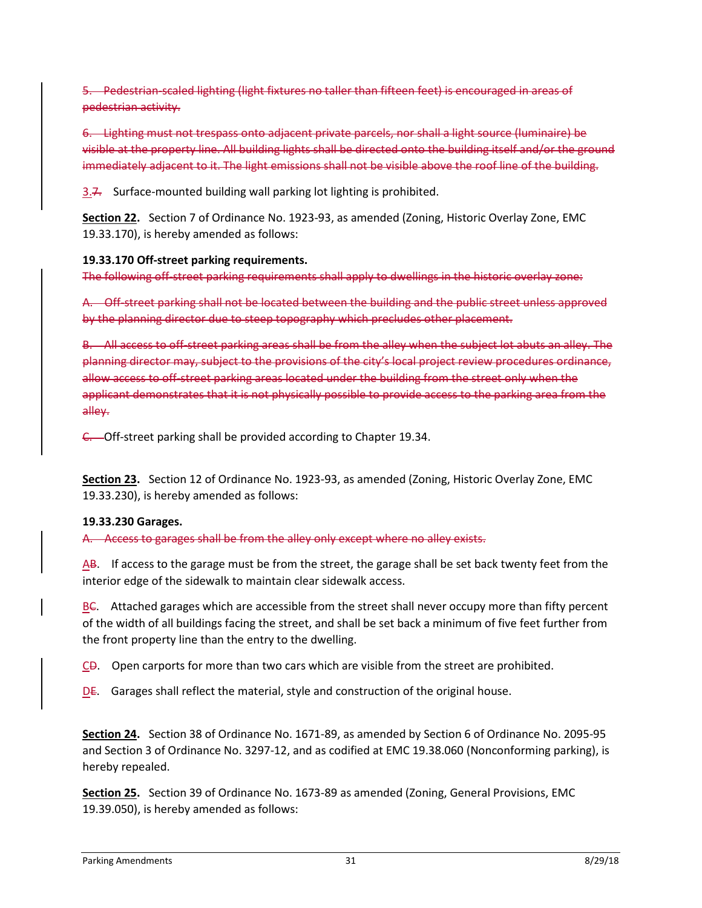~~5. Pedestrian-scaled lighting (light fixtures no taller than fifteen feet) is encouraged in areas of pedestrian activity.~~

~~6. Lighting must not trespass onto adjacent private parcels, nor shall a light source (luminaire) be visible at the property line. All building lights shall be directed onto the building itself and/or the ground immediately adjacent to it. The light emissions shall not be visible above the roof line of the building.~~

<u>3.</u>~~7.~~ Surface-mounted building wall parking lot lighting is prohibited.

**<u>Section 22</u>.** Section 7 of Ordinance No. 1923-93, as amended (Zoning, Historic Overlay Zone, EMC 19.33.170), is hereby amended as follows:

**19.33.170 Off-street parking requirements.**

~~The following off-street parking requirements shall apply to dwellings in the historic overlay zone:~~

~~A. Off-street parking shall not be located between the building and the public street unless approved by the planning director due to steep topography which precludes other placement.~~

~~B. All access to off-street parking areas shall be from the alley when the subject lot abuts an alley. The planning director may, subject to the provisions of the city's local project review procedures ordinance, allow access to off-street parking areas located under the building from the street only when the applicant demonstrates that it is not physically possible to provide access to the parking area from the alley.~~

~~C.~~ Off-street parking shall be provided according to Chapter 19.34.

**<u>Section 23</u>.** Section 12 of Ordinance No. 1923-93, as amended (Zoning, Historic Overlay Zone, EMC 19.33.230), is hereby amended as follows:

**19.33.230 Garages.**

~~A. Access to garages shall be from the alley only except where no alley exists.~~

<u>A</u>~~B~~. If access to the garage must be from the street, the garage shall be set back twenty feet from the interior edge of the sidewalk to maintain clear sidewalk access.

<u>B</u>~~C~~. Attached garages which are accessible from the street shall never occupy more than fifty percent of the width of all buildings facing the street, and shall be set back a minimum of five feet further from the front property line than the entry to the dwelling.

<u>C</u>~~D~~. Open carports for more than two cars which are visible from the street are prohibited.

<u>D</u>~~E~~. Garages shall reflect the material, style and construction of the original house.

**<u>Section 24</u>.** Section 38 of Ordinance No. 1671-89, as amended by Section 6 of Ordinance No. 2095-95 and Section 3 of Ordinance No. 3297-12, and as codified at EMC 19.38.060 (Nonconforming parking), is hereby repealed.

**<u>Section 25</u>.** Section 39 of Ordinance No. 1673-89 as amended (Zoning, General Provisions, EMC 19.39.050), is hereby amended as follows: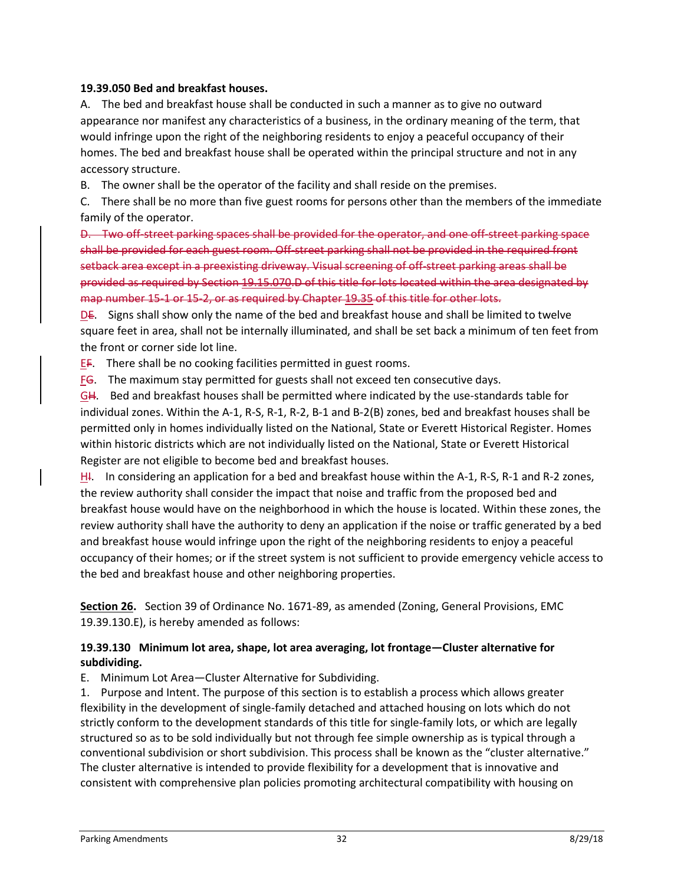**19.39.050 Bed and breakfast houses.**

A. The bed and breakfast house shall be conducted in such a manner as to give no outward appearance nor manifest any characteristics of a business, in the ordinary meaning of the term, that would infringe upon the right of the neighboring residents to enjoy a peaceful occupancy of their homes. The bed and breakfast house shall be operated within the principal structure and not in any accessory structure.

B. The owner shall be the operator of the facility and shall reside on the premises.

C. There shall be no more than five guest rooms for persons other than the members of the immediate family of the operator.

~~D. Two off-street parking spaces shall be provided for the operator, and one off-street parking space shall be provided for each guest room. Off-street parking shall not be provided in the required front setback area except in a preexisting driveway. Visual screening of off-street parking areas shall be provided as required by Section 19.15.070.D of this title for lots located within the area designated by map number 15-1 or 15-2, or as required by Chapter 19.35 of this title for other lots.~~

<u>D</u>~~E~~. Signs shall show only the name of the bed and breakfast house and shall be limited to twelve square feet in area, shall not be internally illuminated, and shall be set back a minimum of ten feet from the front or corner side lot line.

<u>E</u>~~F~~. There shall be no cooking facilities permitted in guest rooms.

<u>F</u>~~G~~. The maximum stay permitted for guests shall not exceed ten consecutive days.

<u>G</u>~~H~~. Bed and breakfast houses shall be permitted where indicated by the use-standards table for individual zones. Within the A-1, R-S, R-1, R-2, B-1 and B-2(B) zones, bed and breakfast houses shall be permitted only in homes individually listed on the National, State or Everett Historical Register. Homes within historic districts which are not individually listed on the National, State or Everett Historical Register are not eligible to become bed and breakfast houses.

<u>H</u>~~I~~. In considering an application for a bed and breakfast house within the A-1, R-S, R-1 and R-2 zones, the review authority shall consider the impact that noise and traffic from the proposed bed and breakfast house would have on the neighborhood in which the house is located. Within these zones, the review authority shall have the authority to deny an application if the noise or traffic generated by a bed and breakfast house would infringe upon the right of the neighboring residents to enjoy a peaceful occupancy of their homes; or if the street system is not sufficient to provide emergency vehicle access to the bed and breakfast house and other neighboring properties.

<u>**Section 26.**</u> Section 39 of Ordinance No. 1671-89, as amended (Zoning, General Provisions, EMC 19.39.130.E), is hereby amended as follows:

**19.39.130 Minimum lot area, shape, lot area averaging, lot frontage—Cluster alternative for subdividing.**

E. Minimum Lot Area—Cluster Alternative for Subdividing.

1. Purpose and Intent. The purpose of this section is to establish a process which allows greater flexibility in the development of single-family detached and attached housing on lots which do not strictly conform to the development standards of this title for single-family lots, or which are legally structured so as to be sold individually but not through fee simple ownership as is typical through a conventional subdivision or short subdivision. This process shall be known as the "cluster alternative." The cluster alternative is intended to provide flexibility for a development that is innovative and consistent with comprehensive plan policies promoting architectural compatibility with housing on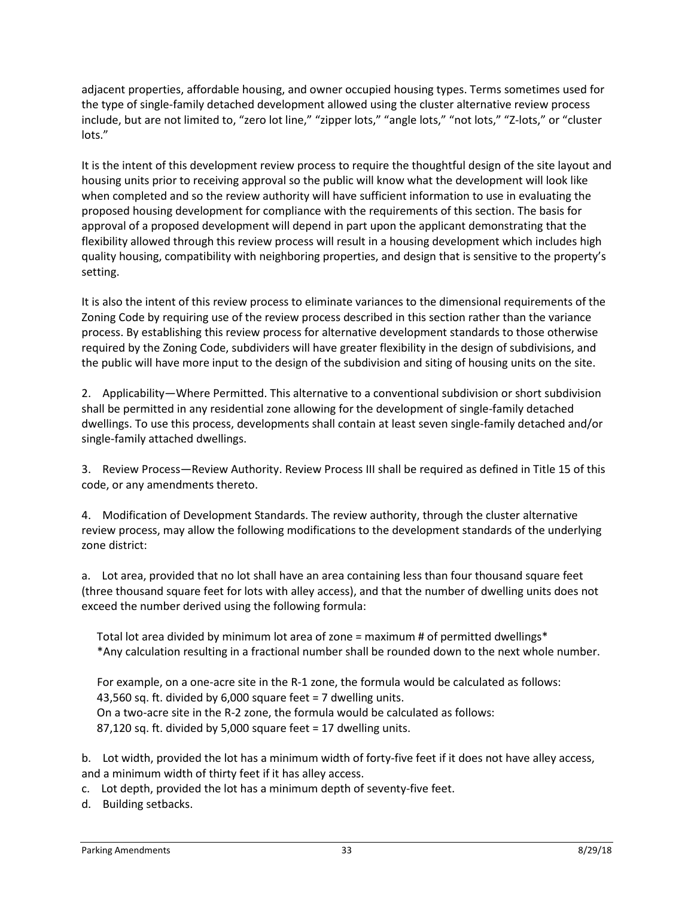adjacent properties, affordable housing, and owner occupied housing types. Terms sometimes used for the type of single-family detached development allowed using the cluster alternative review process include, but are not limited to, "zero lot line," "zipper lots," "angle lots," "not lots," "Z-lots," or "cluster lots."

It is the intent of this development review process to require the thoughtful design of the site layout and housing units prior to receiving approval so the public will know what the development will look like when completed and so the review authority will have sufficient information to use in evaluating the proposed housing development for compliance with the requirements of this section. The basis for approval of a proposed development will depend in part upon the applicant demonstrating that the flexibility allowed through this review process will result in a housing development which includes high quality housing, compatibility with neighboring properties, and design that is sensitive to the property's setting.

It is also the intent of this review process to eliminate variances to the dimensional requirements of the Zoning Code by requiring use of the review process described in this section rather than the variance process. By establishing this review process for alternative development standards to those otherwise required by the Zoning Code, subdividers will have greater flexibility in the design of subdivisions, and the public will have more input to the design of the subdivision and siting of housing units on the site.

2. Applicability—Where Permitted. This alternative to a conventional subdivision or short subdivision shall be permitted in any residential zone allowing for the development of single-family detached dwellings. To use this process, developments shall contain at least seven single-family detached and/or single-family attached dwellings.

3. Review Process—Review Authority. Review Process III shall be required as defined in Title 15 of this code, or any amendments thereto.

4. Modification of Development Standards. The review authority, through the cluster alternative review process, may allow the following modifications to the development standards of the underlying zone district:

a. Lot area, provided that no lot shall have an area containing less than four thousand square feet (three thousand square feet for lots with alley access), and that the number of dwelling units does not exceed the number derived using the following formula:

Total lot area divided by minimum lot area of zone = maximum # of permitted dwellings*
*Any calculation resulting in a fractional number shall be rounded down to the next whole number.

For example, on a one-acre site in the R-1 zone, the formula would be calculated as follows:
43,560 sq. ft. divided by 6,000 square feet = 7 dwelling units.
On a two-acre site in the R-2 zone, the formula would be calculated as follows:
87,120 sq. ft. divided by 5,000 square feet = 17 dwelling units.

b. Lot width, provided the lot has a minimum width of forty-five feet if it does not have alley access, and a minimum width of thirty feet if it has alley access.
c. Lot depth, provided the lot has a minimum depth of seventy-five feet.
d. Building setbacks.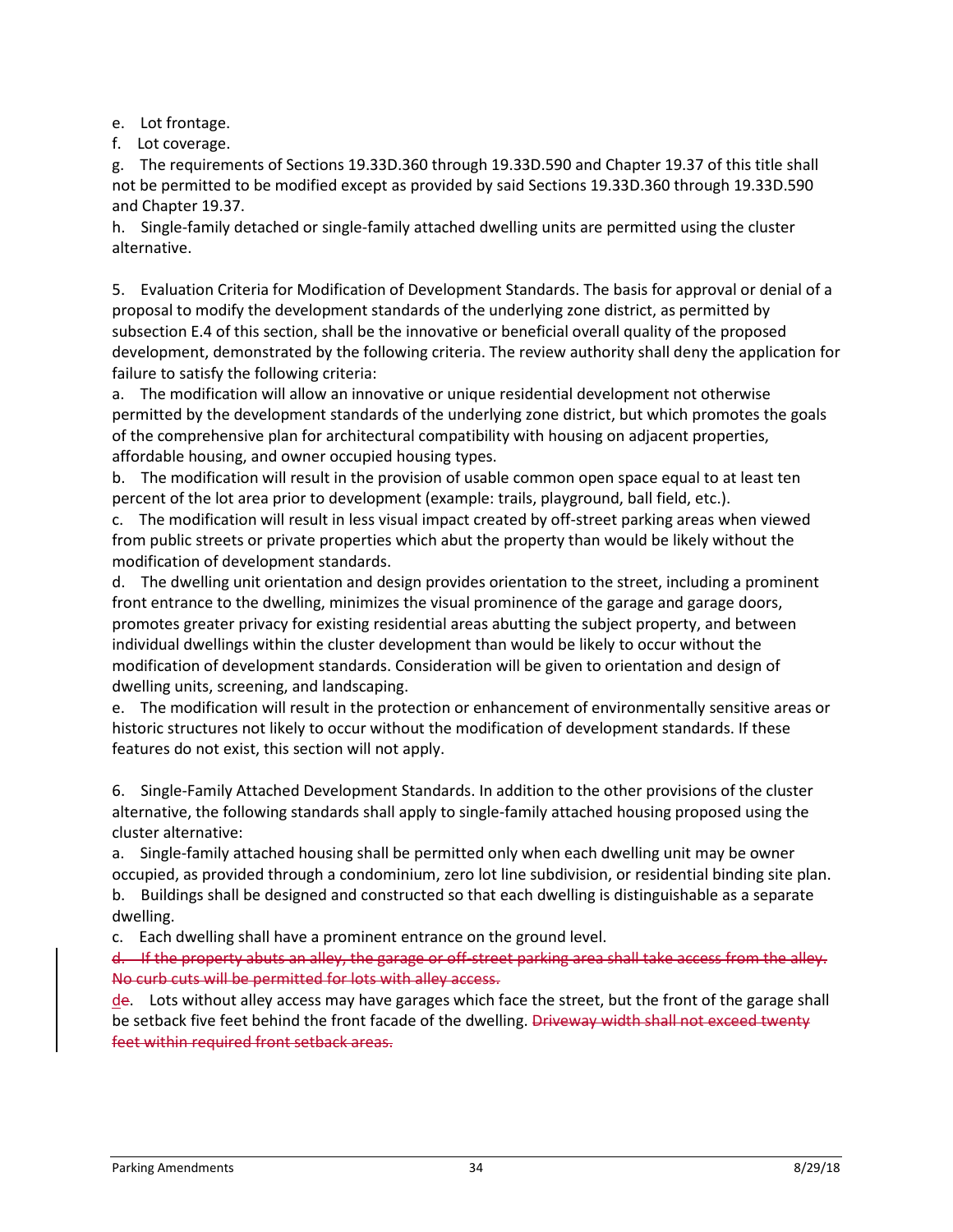e. Lot frontage.

f. Lot coverage.

g. The requirements of Sections 19.33D.360 through 19.33D.590 and Chapter 19.37 of this title shall not be permitted to be modified except as provided by said Sections 19.33D.360 through 19.33D.590 and Chapter 19.37.

h. Single-family detached or single-family attached dwelling units are permitted using the cluster alternative.

5. Evaluation Criteria for Modification of Development Standards. The basis for approval or denial of a proposal to modify the development standards of the underlying zone district, as permitted by subsection E.4 of this section, shall be the innovative or beneficial overall quality of the proposed development, demonstrated by the following criteria. The review authority shall deny the application for failure to satisfy the following criteria:

a. The modification will allow an innovative or unique residential development not otherwise permitted by the development standards of the underlying zone district, but which promotes the goals of the comprehensive plan for architectural compatibility with housing on adjacent properties, affordable housing, and owner occupied housing types.

b. The modification will result in the provision of usable common open space equal to at least ten percent of the lot area prior to development (example: trails, playground, ball field, etc.).

c. The modification will result in less visual impact created by off-street parking areas when viewed from public streets or private properties which abut the property than would be likely without the modification of development standards.

d. The dwelling unit orientation and design provides orientation to the street, including a prominent front entrance to the dwelling, minimizes the visual prominence of the garage and garage doors, promotes greater privacy for existing residential areas abutting the subject property, and between individual dwellings within the cluster development than would be likely to occur without the modification of development standards. Consideration will be given to orientation and design of dwelling units, screening, and landscaping.

e. The modification will result in the protection or enhancement of environmentally sensitive areas or historic structures not likely to occur without the modification of development standards. If these features do not exist, this section will not apply.

6. Single-Family Attached Development Standards. In addition to the other provisions of the cluster alternative, the following standards shall apply to single-family attached housing proposed using the cluster alternative:

a. Single-family attached housing shall be permitted only when each dwelling unit may be owner occupied, as provided through a condominium, zero lot line subdivision, or residential binding site plan.

b. Buildings shall be designed and constructed so that each dwelling is distinguishable as a separate dwelling.

c. Each dwelling shall have a prominent entrance on the ground level.

~~d. If the property abuts an alley, the garage or off-street parking area shall take access from the alley. No curb cuts will be permitted for lots with alley access.~~

<u>d</u>~~e~~. Lots without alley access may have garages which face the street, but the front of the garage shall be setback five feet behind the front facade of the dwelling. ~~Driveway width shall not exceed twenty feet within required front setback areas.~~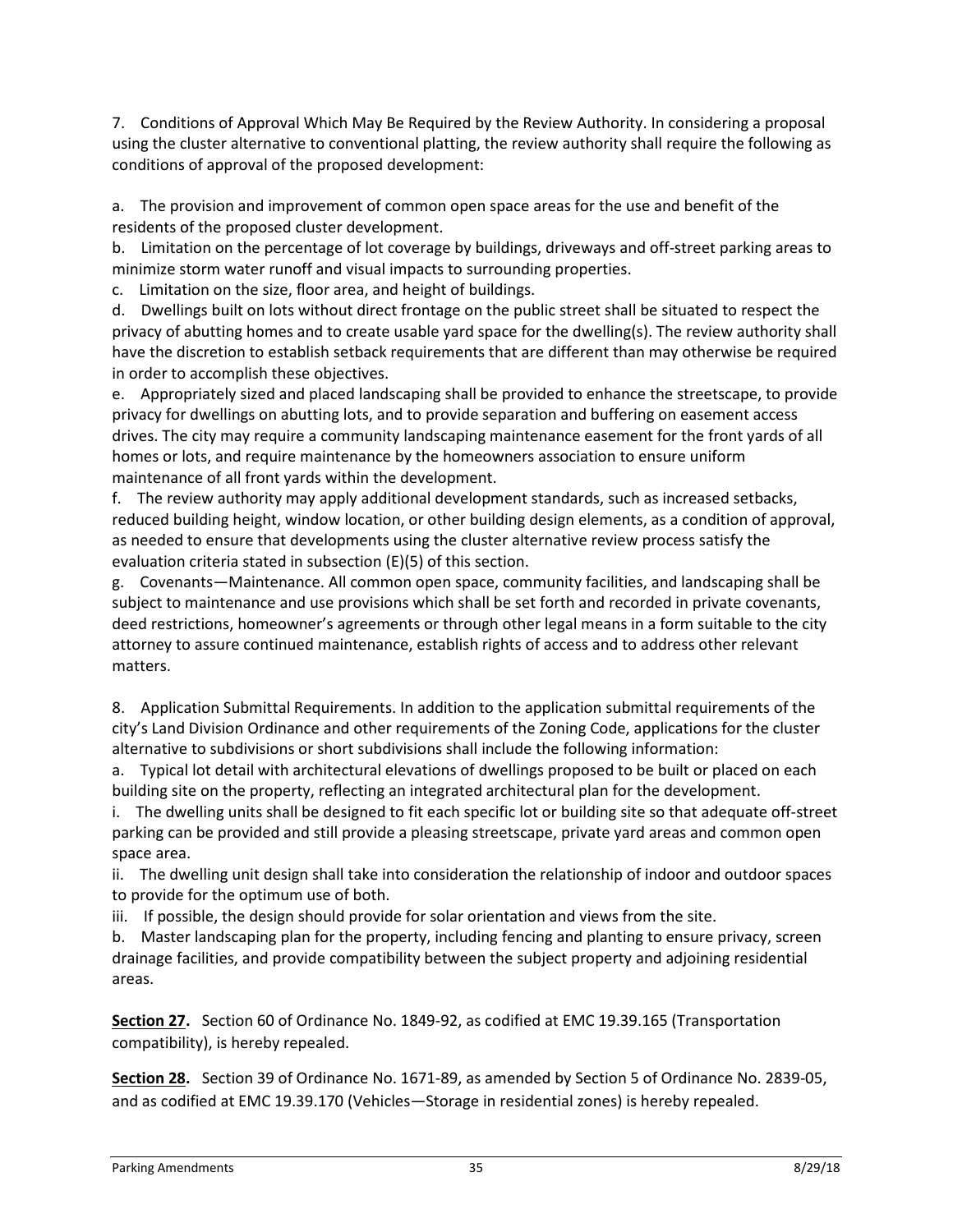7. Conditions of Approval Which May Be Required by the Review Authority. In considering a proposal using the cluster alternative to conventional platting, the review authority shall require the following as conditions of approval of the proposed development:

a. The provision and improvement of common open space areas for the use and benefit of the residents of the proposed cluster development.
b. Limitation on the percentage of lot coverage by buildings, driveways and off-street parking areas to minimize storm water runoff and visual impacts to surrounding properties.
c. Limitation on the size, floor area, and height of buildings.
d. Dwellings built on lots without direct frontage on the public street shall be situated to respect the privacy of abutting homes and to create usable yard space for the dwelling(s). The review authority shall have the discretion to establish setback requirements that are different than may otherwise be required in order to accomplish these objectives.
e. Appropriately sized and placed landscaping shall be provided to enhance the streetscape, to provide privacy for dwellings on abutting lots, and to provide separation and buffering on easement access drives. The city may require a community landscaping maintenance easement for the front yards of all homes or lots, and require maintenance by the homeowners association to ensure uniform maintenance of all front yards within the development.
f. The review authority may apply additional development standards, such as increased setbacks, reduced building height, window location, or other building design elements, as a condition of approval, as needed to ensure that developments using the cluster alternative review process satisfy the evaluation criteria stated in subsection (E)(5) of this section.
g. Covenants—Maintenance. All common open space, community facilities, and landscaping shall be subject to maintenance and use provisions which shall be set forth and recorded in private covenants, deed restrictions, homeowner's agreements or through other legal means in a form suitable to the city attorney to assure continued maintenance, establish rights of access and to address other relevant matters.

8. Application Submittal Requirements. In addition to the application submittal requirements of the city's Land Division Ordinance and other requirements of the Zoning Code, applications for the cluster alternative to subdivisions or short subdivisions shall include the following information:
a. Typical lot detail with architectural elevations of dwellings proposed to be built or placed on each building site on the property, reflecting an integrated architectural plan for the development.
i. The dwelling units shall be designed to fit each specific lot or building site so that adequate off-street parking can be provided and still provide a pleasing streetscape, private yard areas and common open space area.
ii. The dwelling unit design shall take into consideration the relationship of indoor and outdoor spaces to provide for the optimum use of both.
iii. If possible, the design should provide for solar orientation and views from the site.
b. Master landscaping plan for the property, including fencing and planting to ensure privacy, screen drainage facilities, and provide compatibility between the subject property and adjoining residential areas.

**Section 27.** Section 60 of Ordinance No. 1849-92, as codified at EMC 19.39.165 (Transportation compatibility), is hereby repealed.

**Section 28.** Section 39 of Ordinance No. 1671-89, as amended by Section 5 of Ordinance No. 2839-05, and as codified at EMC 19.39.170 (Vehicles—Storage in residential zones) is hereby repealed.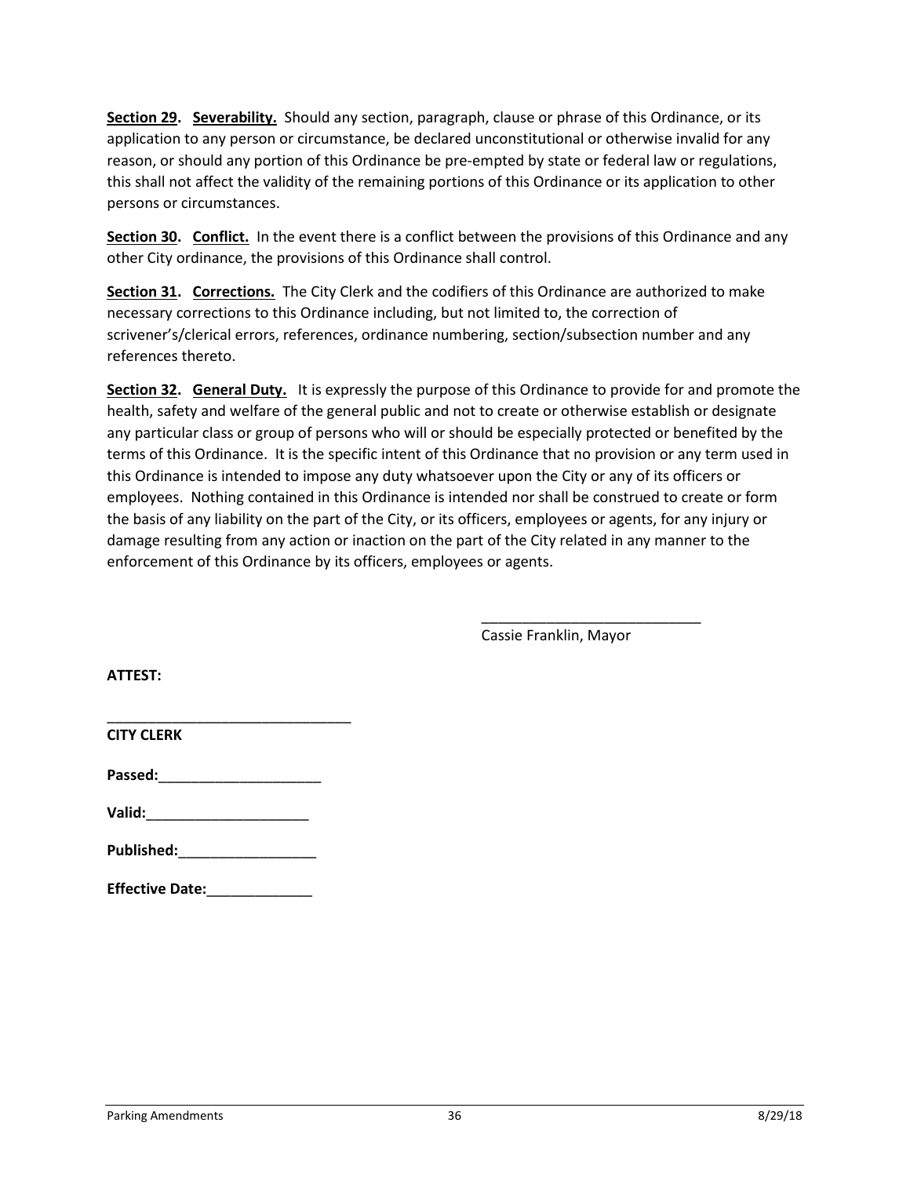**Section 29. Severability.** Should any section, paragraph, clause or phrase of this Ordinance, or its application to any person or circumstance, be declared unconstitutional or otherwise invalid for any reason, or should any portion of this Ordinance be pre-empted by state or federal law or regulations, this shall not affect the validity of the remaining portions of this Ordinance or its application to other persons or circumstances.

**Section 30. Conflict.** In the event there is a conflict between the provisions of this Ordinance and any other City ordinance, the provisions of this Ordinance shall control.

**Section 31. Corrections.** The City Clerk and the codifiers of this Ordinance are authorized to make necessary corrections to this Ordinance including, but not limited to, the correction of scrivener's/clerical errors, references, ordinance numbering, section/subsection number and any references thereto.

**Section 32. General Duty.** It is expressly the purpose of this Ordinance to provide for and promote the health, safety and welfare of the general public and not to create or otherwise establish or designate any particular class or group of persons who will or should be especially protected or benefited by the terms of this Ordinance. It is the specific intent of this Ordinance that no provision or any term used in this Ordinance is intended to impose any duty whatsoever upon the City or any of its officers or employees. Nothing contained in this Ordinance is intended nor shall be construed to create or form the basis of any liability on the part of the City, or its officers, employees or agents, for any injury or damage resulting from any action or inaction on the part of the City related in any manner to the enforcement of this Ordinance by its officers, employees or agents.

___________________________
Cassie Franklin, Mayor

**ATTEST:**

______________________________
**CITY CLERK**

**Passed:**____________________

**Valid:**____________________

**Published:**_________________

**Effective Date:**_____________